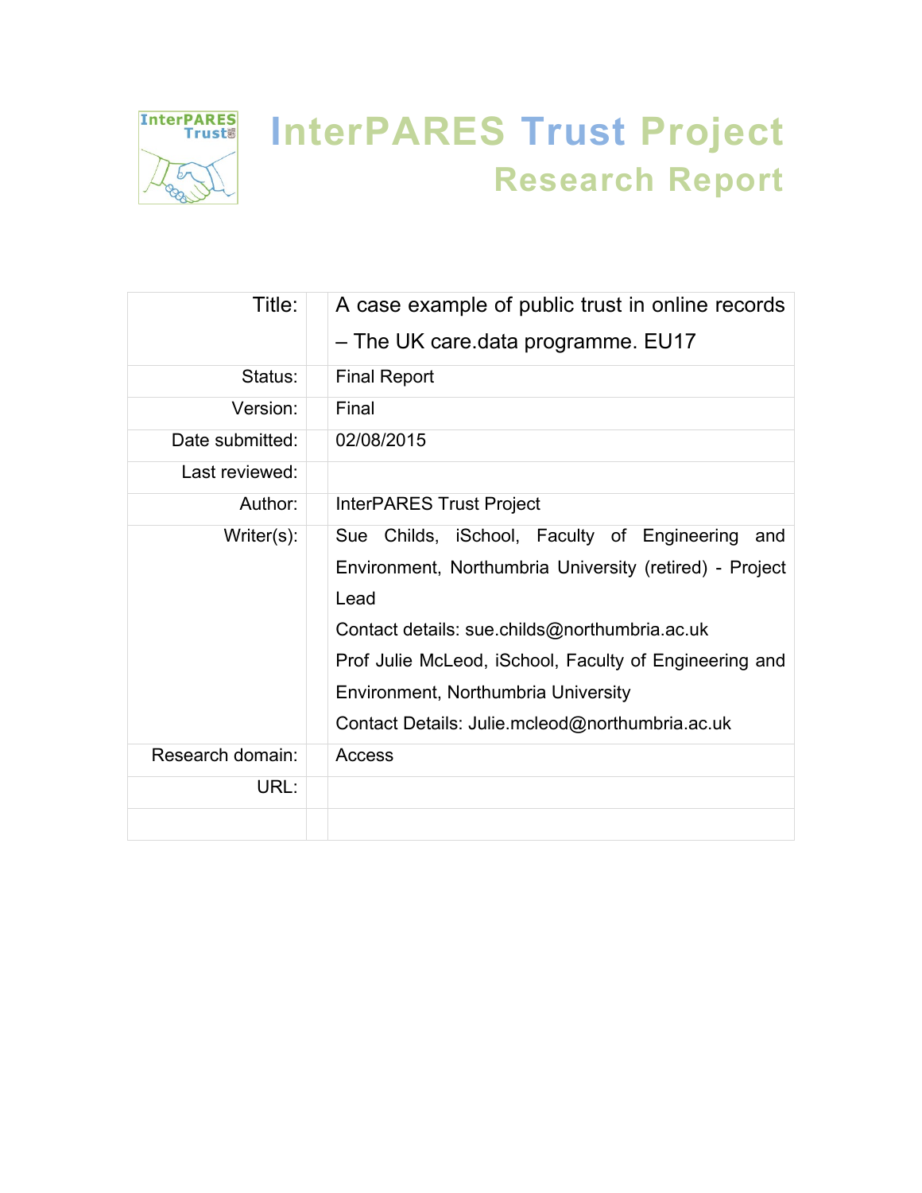# InterPARES Trust Project

## Research Report

| | | |
|---|---|---|
| Title: | | A case example of public trust in online records – The UK care.data programme. EU17 |
| Status: | | Final Report |
| Version: | | Final |
| Date submitted: | | 02/08/2015 |
| Last reviewed: | | |
| Author: | | InterPARES Trust Project |
| Writer(s): | | Sue Childs, iSchool, Faculty of Engineering and Environment, Northumbria University (retired) - Project Lead<br>Contact details: sue.childs@northumbria.ac.uk<br>Prof Julie McLeod, iSchool, Faculty of Engineering and Environment, Northumbria University<br>Contact Details: Julie.mcleod@northumbria.ac.uk |
| Research domain: | | Access |
| URL: | | |
| | | |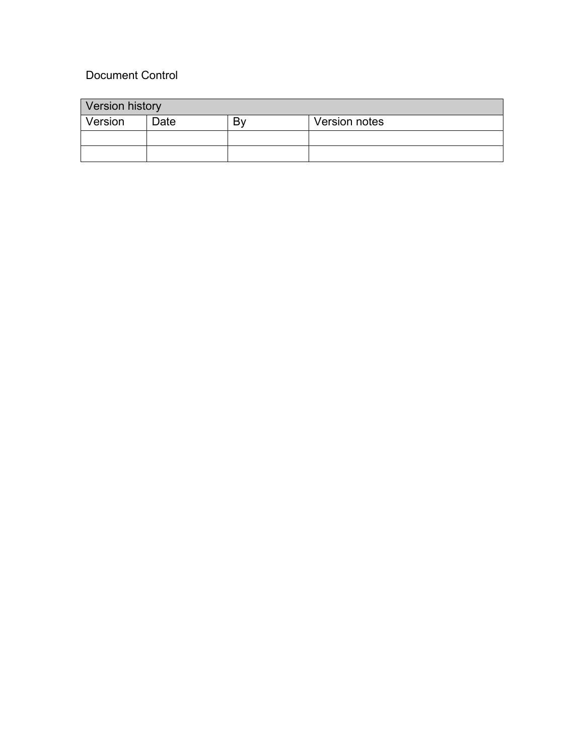Document Control

| Version history | | | |
| --- | --- | --- | --- |
| Version | Date | By | Version notes |
| | | | |
| | | | |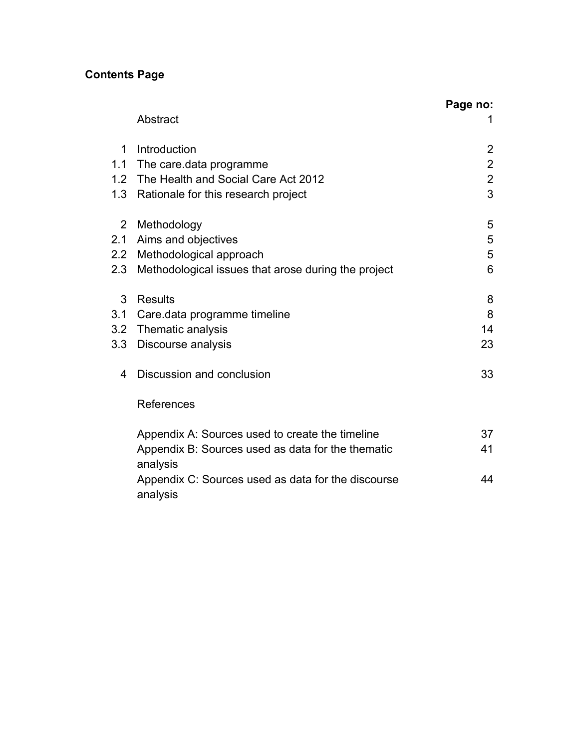**Contents Page**

| | | Page no: |
|---|---|---|
| | Abstract | 1 |
| 1 | Introduction | 2 |
| 1.1 | The care.data programme | 2 |
| 1.2 | The Health and Social Care Act 2012 | 2 |
| 1.3 | Rationale for this research project | 3 |
| 2 | Methodology | 5 |
| 2.1 | Aims and objectives | 5 |
| 2.2 | Methodological approach | 5 |
| 2.3 | Methodological issues that arose during the project | 6 |
| 3 | Results | 8 |
| 3.1 | Care.data programme timeline | 8 |
| 3.2 | Thematic analysis | 14 |
| 3.3 | Discourse analysis | 23 |
| 4 | Discussion and conclusion | 33 |
| | References | |
| | Appendix A: Sources used to create the timeline | 37 |
| | Appendix B: Sources used as data for the thematic analysis | 41 |
| | Appendix C: Sources used as data for the discourse analysis | 44 |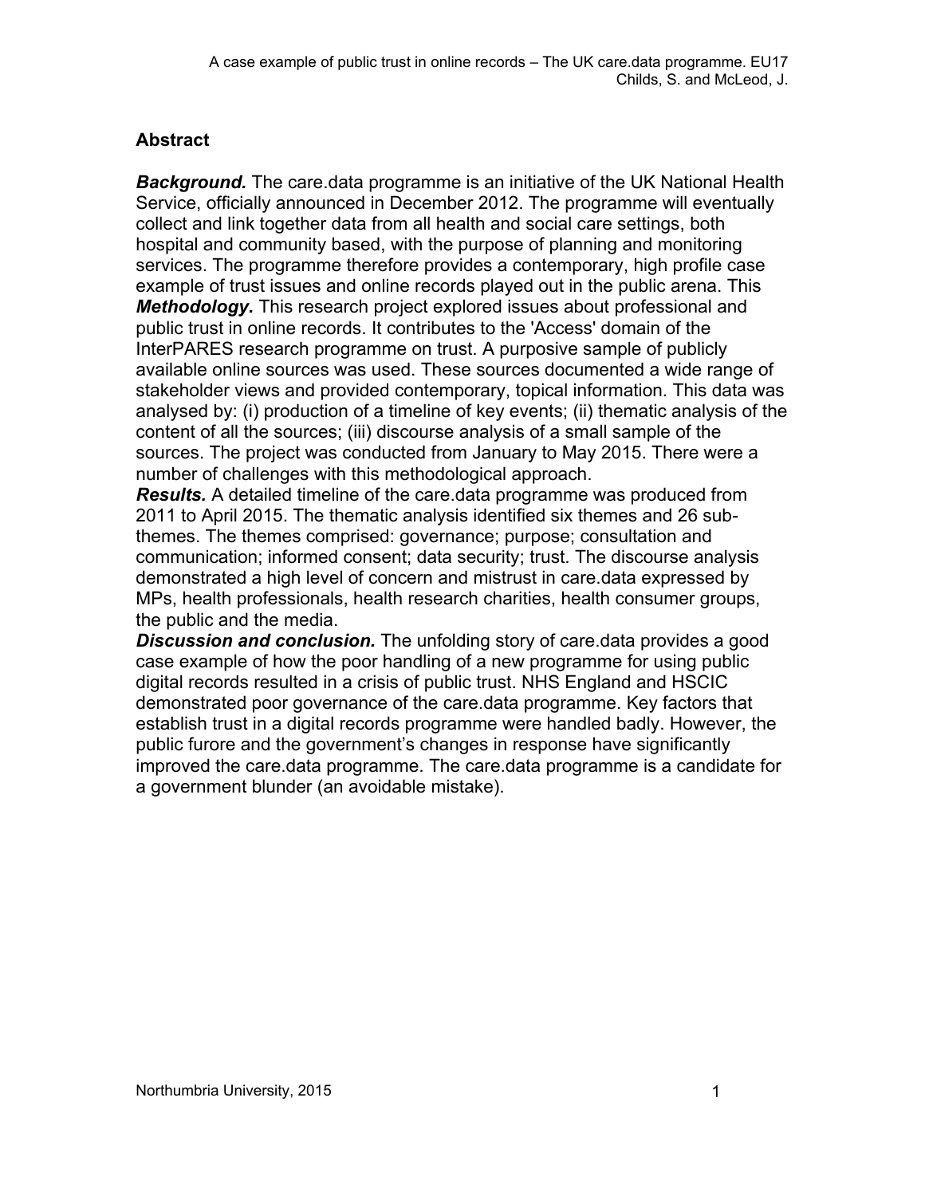## Abstract

***Background.*** The care.data programme is an initiative of the UK National Health Service, officially announced in December 2012. The programme will eventually collect and link together data from all health and social care settings, both hospital and community based, with the purpose of planning and monitoring services. The programme therefore provides a contemporary, high profile case example of trust issues and online records played out in the public arena. This

***Methodology.*** This research project explored issues about professional and public trust in online records. It contributes to the 'Access' domain of the InterPARES research programme on trust. A purposive sample of publicly available online sources was used. These sources documented a wide range of stakeholder views and provided contemporary, topical information. This data was analysed by: (i) production of a timeline of key events; (ii) thematic analysis of the content of all the sources; (iii) discourse analysis of a small sample of the sources. The project was conducted from January to May 2015. There were a number of challenges with this methodological approach.

***Results.*** A detailed timeline of the care.data programme was produced from 2011 to April 2015. The thematic analysis identified six themes and 26 sub-themes. The themes comprised: governance; purpose; consultation and communication; informed consent; data security; trust. The discourse analysis demonstrated a high level of concern and mistrust in care.data expressed by MPs, health professionals, health research charities, health consumer groups, the public and the media.

***Discussion and conclusion.*** The unfolding story of care.data provides a good case example of how the poor handling of a new programme for using public digital records resulted in a crisis of public trust. NHS England and HSCIC demonstrated poor governance of the care.data programme. Key factors that establish trust in a digital records programme were handled badly. However, the public furore and the government's changes in response have significantly improved the care.data programme. The care.data programme is a candidate for a government blunder (an avoidable mistake).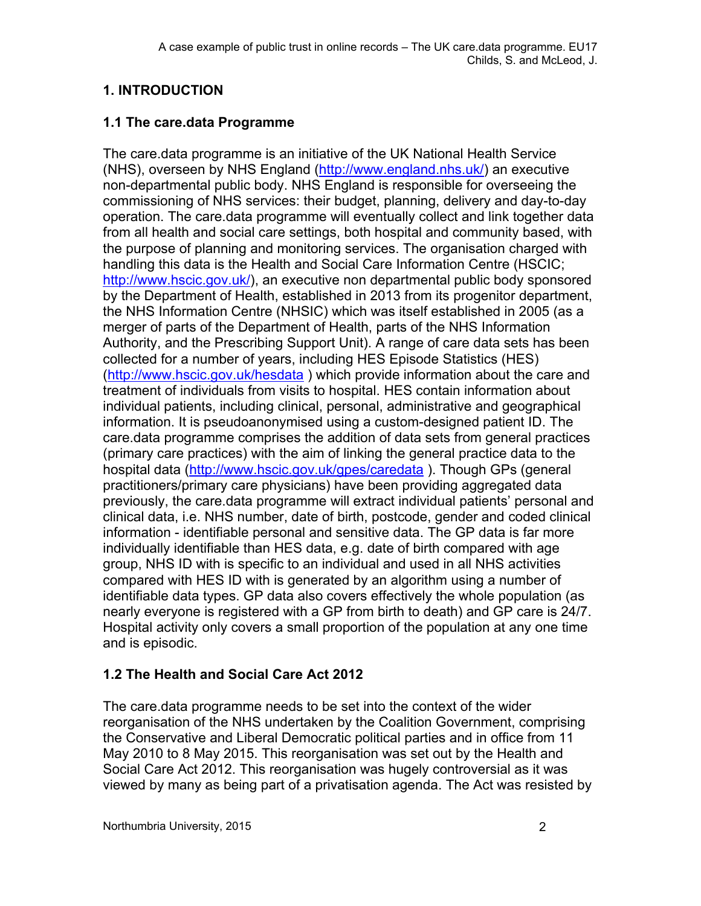# 1. INTRODUCTION

## 1.1 The care.data Programme

The care.data programme is an initiative of the UK National Health Service (NHS), overseen by NHS England (http://www.england.nhs.uk/) an executive non-departmental public body. NHS England is responsible for overseeing the commissioning of NHS services: their budget, planning, delivery and day-to-day operation. The care.data programme will eventually collect and link together data from all health and social care settings, both hospital and community based, with the purpose of planning and monitoring services. The organisation charged with handling this data is the Health and Social Care Information Centre (HSCIC; http://www.hscic.gov.uk/), an executive non departmental public body sponsored by the Department of Health, established in 2013 from its progenitor department, the NHS Information Centre (NHSIC) which was itself established in 2005 (as a merger of parts of the Department of Health, parts of the NHS Information Authority, and the Prescribing Support Unit). A range of care data sets has been collected for a number of years, including HES Episode Statistics (HES) (http://www.hscic.gov.uk/hesdata ) which provide information about the care and treatment of individuals from visits to hospital. HES contain information about individual patients, including clinical, personal, administrative and geographical information. It is pseudoanonymised using a custom-designed patient ID. The care.data programme comprises the addition of data sets from general practices (primary care practices) with the aim of linking the general practice data to the hospital data (http://www.hscic.gov.uk/gpes/caredata ). Though GPs (general practitioners/primary care physicians) have been providing aggregated data previously, the care.data programme will extract individual patients' personal and clinical data, i.e. NHS number, date of birth, postcode, gender and coded clinical information - identifiable personal and sensitive data. The GP data is far more individually identifiable than HES data, e.g. date of birth compared with age group, NHS ID with is specific to an individual and used in all NHS activities compared with HES ID with is generated by an algorithm using a number of identifiable data types. GP data also covers effectively the whole population (as nearly everyone is registered with a GP from birth to death) and GP care is 24/7. Hospital activity only covers a small proportion of the population at any one time and is episodic.

## 1.2 The Health and Social Care Act 2012

The care.data programme needs to be set into the context of the wider reorganisation of the NHS undertaken by the Coalition Government, comprising the Conservative and Liberal Democratic political parties and in office from 11 May 2010 to 8 May 2015. This reorganisation was set out by the Health and Social Care Act 2012. This reorganisation was hugely controversial as it was viewed by many as being part of a privatisation agenda. The Act was resisted by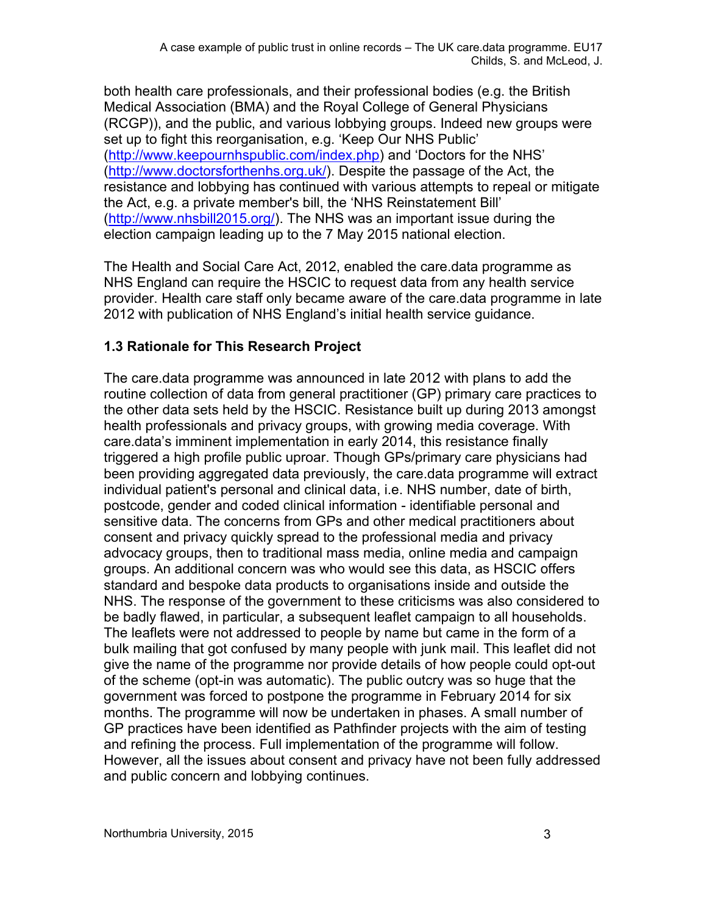both health care professionals, and their professional bodies (e.g. the British Medical Association (BMA) and the Royal College of General Physicians (RCGP)), and the public, and various lobbying groups. Indeed new groups were set up to fight this reorganisation, e.g. 'Keep Our NHS Public' (http://www.keepournhspublic.com/index.php) and 'Doctors for the NHS' (http://www.doctorsforthenhs.org.uk/). Despite the passage of the Act, the resistance and lobbying has continued with various attempts to repeal or mitigate the Act, e.g. a private member's bill, the 'NHS Reinstatement Bill' (http://www.nhsbill2015.org/). The NHS was an important issue during the election campaign leading up to the 7 May 2015 national election.

The Health and Social Care Act, 2012, enabled the care.data programme as NHS England can require the HSCIC to request data from any health service provider. Health care staff only became aware of the care.data programme in late 2012 with publication of NHS England's initial health service guidance.

### 1.3 Rationale for This Research Project

The care.data programme was announced in late 2012 with plans to add the routine collection of data from general practitioner (GP) primary care practices to the other data sets held by the HSCIC. Resistance built up during 2013 amongst health professionals and privacy groups, with growing media coverage. With care.data's imminent implementation in early 2014, this resistance finally triggered a high profile public uproar. Though GPs/primary care physicians had been providing aggregated data previously, the care.data programme will extract individual patient's personal and clinical data, i.e. NHS number, date of birth, postcode, gender and coded clinical information - identifiable personal and sensitive data. The concerns from GPs and other medical practitioners about consent and privacy quickly spread to the professional media and privacy advocacy groups, then to traditional mass media, online media and campaign groups. An additional concern was who would see this data, as HSCIC offers standard and bespoke data products to organisations inside and outside the NHS. The response of the government to these criticisms was also considered to be badly flawed, in particular, a subsequent leaflet campaign to all households. The leaflets were not addressed to people by name but came in the form of a bulk mailing that got confused by many people with junk mail. This leaflet did not give the name of the programme nor provide details of how people could opt-out of the scheme (opt-in was automatic). The public outcry was so huge that the government was forced to postpone the programme in February 2014 for six months. The programme will now be undertaken in phases. A small number of GP practices have been identified as Pathfinder projects with the aim of testing and refining the process. Full implementation of the programme will follow. However, all the issues about consent and privacy have not been fully addressed and public concern and lobbying continues.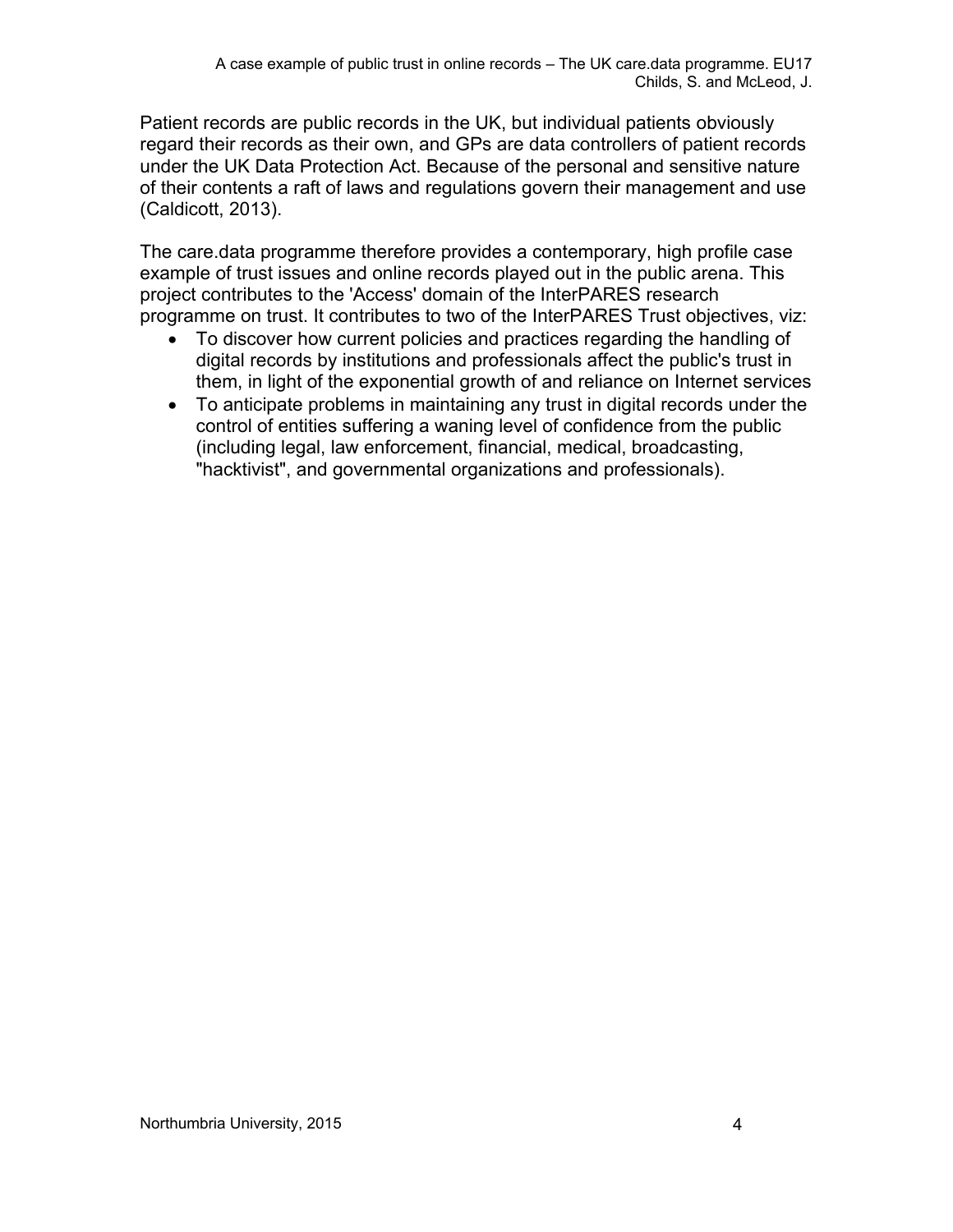Patient records are public records in the UK, but individual patients obviously regard their records as their own, and GPs are data controllers of patient records under the UK Data Protection Act. Because of the personal and sensitive nature of their contents a raft of laws and regulations govern their management and use (Caldicott, 2013).

The care.data programme therefore provides a contemporary, high profile case example of trust issues and online records played out in the public arena. This project contributes to the 'Access' domain of the InterPARES research programme on trust. It contributes to two of the InterPARES Trust objectives, viz:

- To discover how current policies and practices regarding the handling of digital records by institutions and professionals affect the public's trust in them, in light of the exponential growth of and reliance on Internet services
- To anticipate problems in maintaining any trust in digital records under the control of entities suffering a waning level of confidence from the public (including legal, law enforcement, financial, medical, broadcasting, "hacktivist", and governmental organizations and professionals).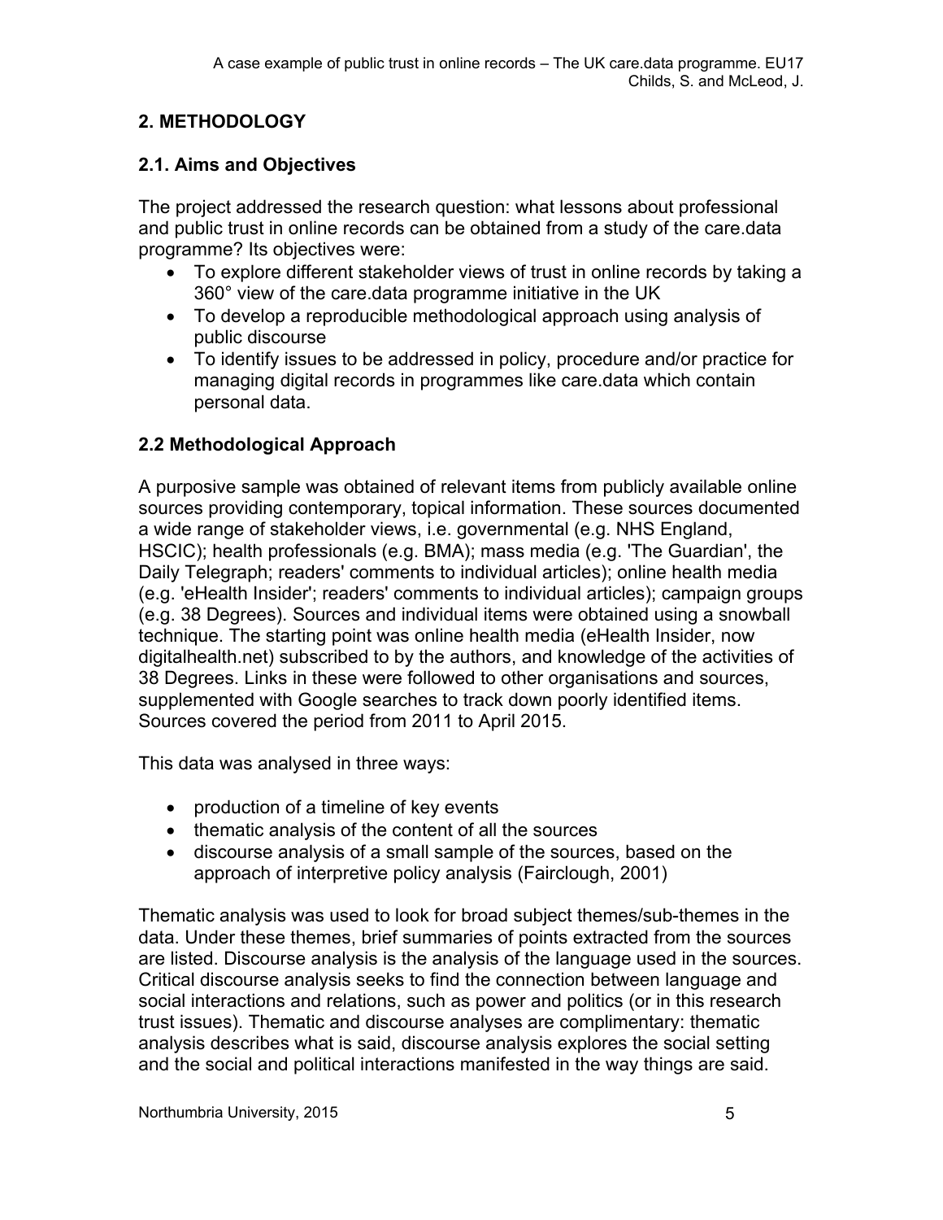## 2. METHODOLOGY

### 2.1. Aims and Objectives

The project addressed the research question: what lessons about professional and public trust in online records can be obtained from a study of the care.data programme? Its objectives were:

- To explore different stakeholder views of trust in online records by taking a 360° view of the care.data programme initiative in the UK
- To develop a reproducible methodological approach using analysis of public discourse
- To identify issues to be addressed in policy, procedure and/or practice for managing digital records in programmes like care.data which contain personal data.

### 2.2 Methodological Approach

A purposive sample was obtained of relevant items from publicly available online sources providing contemporary, topical information. These sources documented a wide range of stakeholder views, i.e. governmental (e.g. NHS England, HSCIC); health professionals (e.g. BMA); mass media (e.g. 'The Guardian', the Daily Telegraph; readers' comments to individual articles); online health media (e.g. 'eHealth Insider'; readers' comments to individual articles); campaign groups (e.g. 38 Degrees). Sources and individual items were obtained using a snowball technique. The starting point was online health media (eHealth Insider, now digitalhealth.net) subscribed to by the authors, and knowledge of the activities of 38 Degrees. Links in these were followed to other organisations and sources, supplemented with Google searches to track down poorly identified items. Sources covered the period from 2011 to April 2015.

This data was analysed in three ways:

- production of a timeline of key events
- thematic analysis of the content of all the sources
- discourse analysis of a small sample of the sources, based on the approach of interpretive policy analysis (Fairclough, 2001)

Thematic analysis was used to look for broad subject themes/sub-themes in the data. Under these themes, brief summaries of points extracted from the sources are listed. Discourse analysis is the analysis of the language used in the sources. Critical discourse analysis seeks to find the connection between language and social interactions and relations, such as power and politics (or in this research trust issues). Thematic and discourse analyses are complimentary: thematic analysis describes what is said, discourse analysis explores the social setting and the social and political interactions manifested in the way things are said.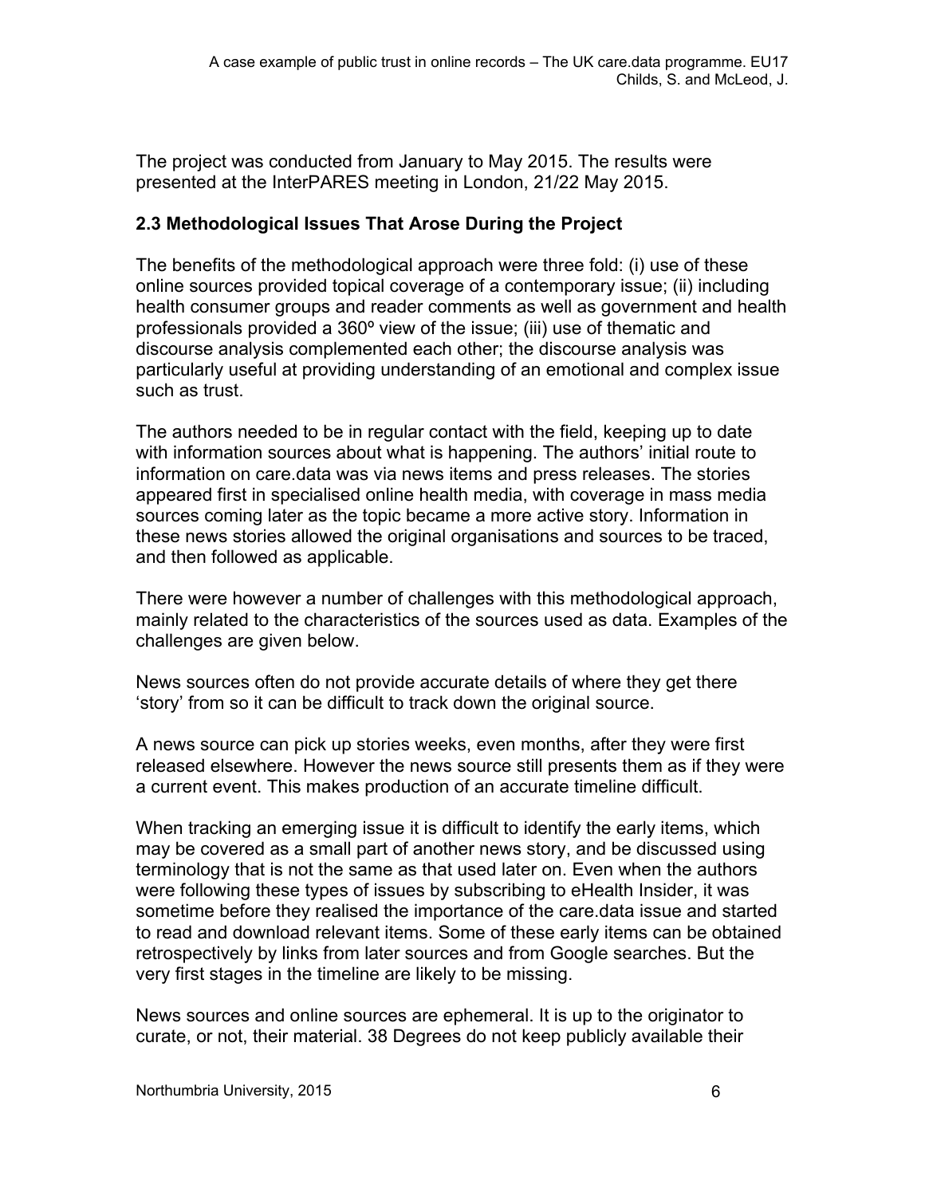The project was conducted from January to May 2015. The results were presented at the InterPARES meeting in London, 21/22 May 2015.

### 2.3 Methodological Issues That Arose During the Project

The benefits of the methodological approach were three fold: (i) use of these online sources provided topical coverage of a contemporary issue; (ii) including health consumer groups and reader comments as well as government and health professionals provided a 360º view of the issue; (iii) use of thematic and discourse analysis complemented each other; the discourse analysis was particularly useful at providing understanding of an emotional and complex issue such as trust.

The authors needed to be in regular contact with the field, keeping up to date with information sources about what is happening. The authors' initial route to information on care.data was via news items and press releases. The stories appeared first in specialised online health media, with coverage in mass media sources coming later as the topic became a more active story. Information in these news stories allowed the original organisations and sources to be traced, and then followed as applicable.

There were however a number of challenges with this methodological approach, mainly related to the characteristics of the sources used as data. Examples of the challenges are given below.

News sources often do not provide accurate details of where they get there 'story' from so it can be difficult to track down the original source.

A news source can pick up stories weeks, even months, after they were first released elsewhere. However the news source still presents them as if they were a current event. This makes production of an accurate timeline difficult.

When tracking an emerging issue it is difficult to identify the early items, which may be covered as a small part of another news story, and be discussed using terminology that is not the same as that used later on. Even when the authors were following these types of issues by subscribing to eHealth Insider, it was sometime before they realised the importance of the care.data issue and started to read and download relevant items. Some of these early items can be obtained retrospectively by links from later sources and from Google searches. But the very first stages in the timeline are likely to be missing.

News sources and online sources are ephemeral. It is up to the originator to curate, or not, their material. 38 Degrees do not keep publicly available their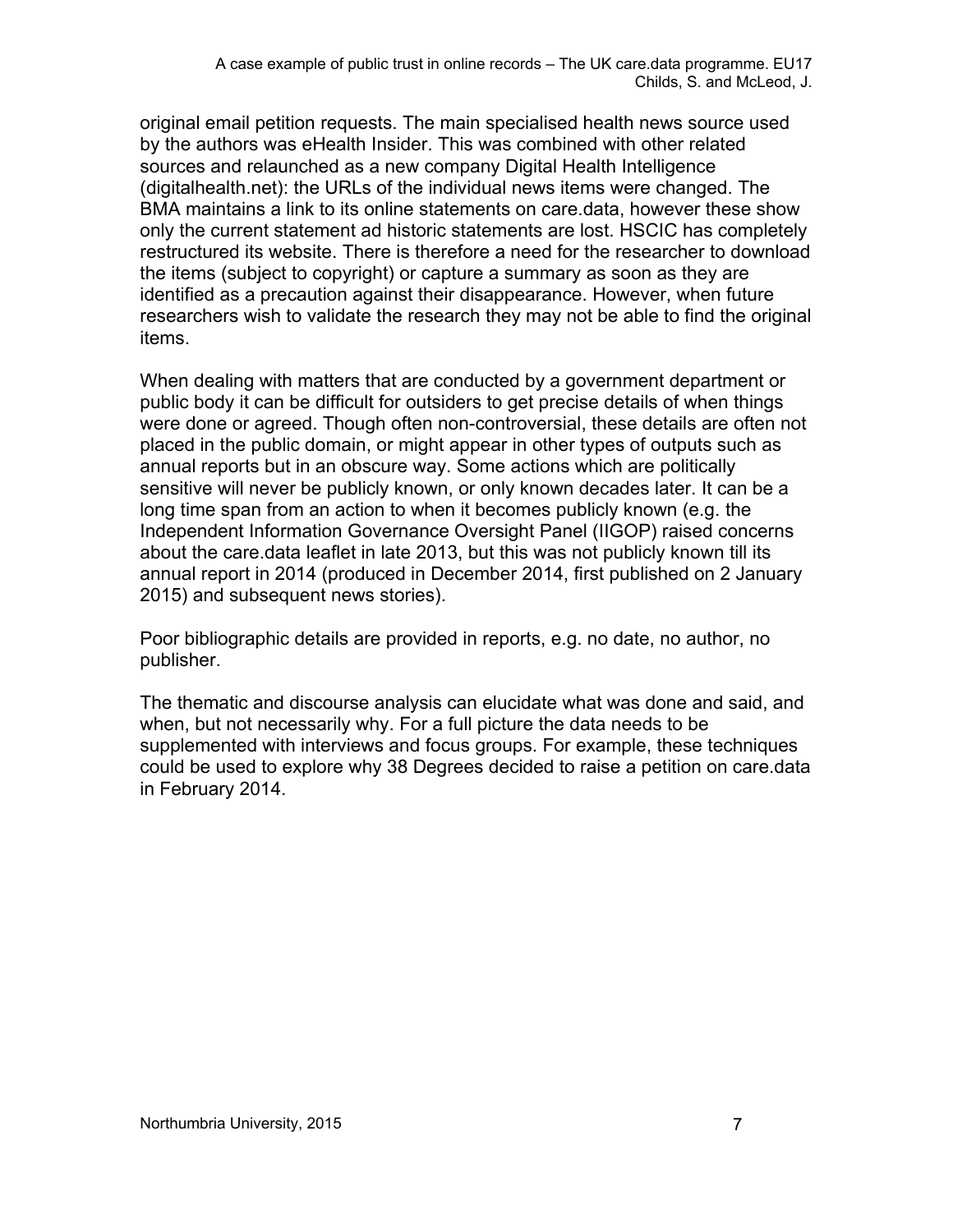original email petition requests. The main specialised health news source used by the authors was eHealth Insider. This was combined with other related sources and relaunched as a new company Digital Health Intelligence (digitalhealth.net): the URLs of the individual news items were changed. The BMA maintains a link to its online statements on care.data, however these show only the current statement ad historic statements are lost. HSCIC has completely restructured its website. There is therefore a need for the researcher to download the items (subject to copyright) or capture a summary as soon as they are identified as a precaution against their disappearance. However, when future researchers wish to validate the research they may not be able to find the original items.

When dealing with matters that are conducted by a government department or public body it can be difficult for outsiders to get precise details of when things were done or agreed. Though often non-controversial, these details are often not placed in the public domain, or might appear in other types of outputs such as annual reports but in an obscure way. Some actions which are politically sensitive will never be publicly known, or only known decades later. It can be a long time span from an action to when it becomes publicly known (e.g. the Independent Information Governance Oversight Panel (IIGOP) raised concerns about the care.data leaflet in late 2013, but this was not publicly known till its annual report in 2014 (produced in December 2014, first published on 2 January 2015) and subsequent news stories).

Poor bibliographic details are provided in reports, e.g. no date, no author, no publisher.

The thematic and discourse analysis can elucidate what was done and said, and when, but not necessarily why. For a full picture the data needs to be supplemented with interviews and focus groups. For example, these techniques could be used to explore why 38 Degrees decided to raise a petition on care.data in February 2014.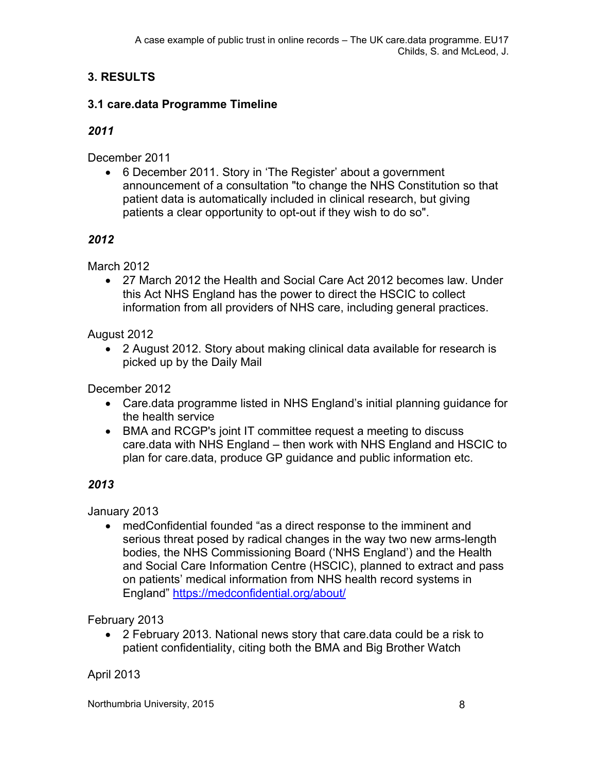## 3. RESULTS

### 3.1 care.data Programme Timeline

#### *2011*

December 2011

- 6 December 2011. Story in 'The Register' about a government announcement of a consultation "to change the NHS Constitution so that patient data is automatically included in clinical research, but giving patients a clear opportunity to opt-out if they wish to do so".

#### *2012*

March 2012

- 27 March 2012 the Health and Social Care Act 2012 becomes law. Under this Act NHS England has the power to direct the HSCIC to collect information from all providers of NHS care, including general practices.

August 2012

- 2 August 2012. Story about making clinical data available for research is picked up by the Daily Mail

December 2012

- Care.data programme listed in NHS England's initial planning guidance for the health service
- BMA and RCGP's joint IT committee request a meeting to discuss care.data with NHS England – then work with NHS England and HSCIC to plan for care.data, produce GP guidance and public information etc.

#### *2013*

January 2013

- medConfidential founded "as a direct response to the imminent and serious threat posed by radical changes in the way two new arms-length bodies, the NHS Commissioning Board ('NHS England') and the Health and Social Care Information Centre (HSCIC), planned to extract and pass on patients' medical information from NHS health record systems in England" [https://medconfidential.org/about/](https://medconfidential.org/about/)

February 2013

- 2 February 2013. National news story that care.data could be a risk to patient confidentiality, citing both the BMA and Big Brother Watch

April 2013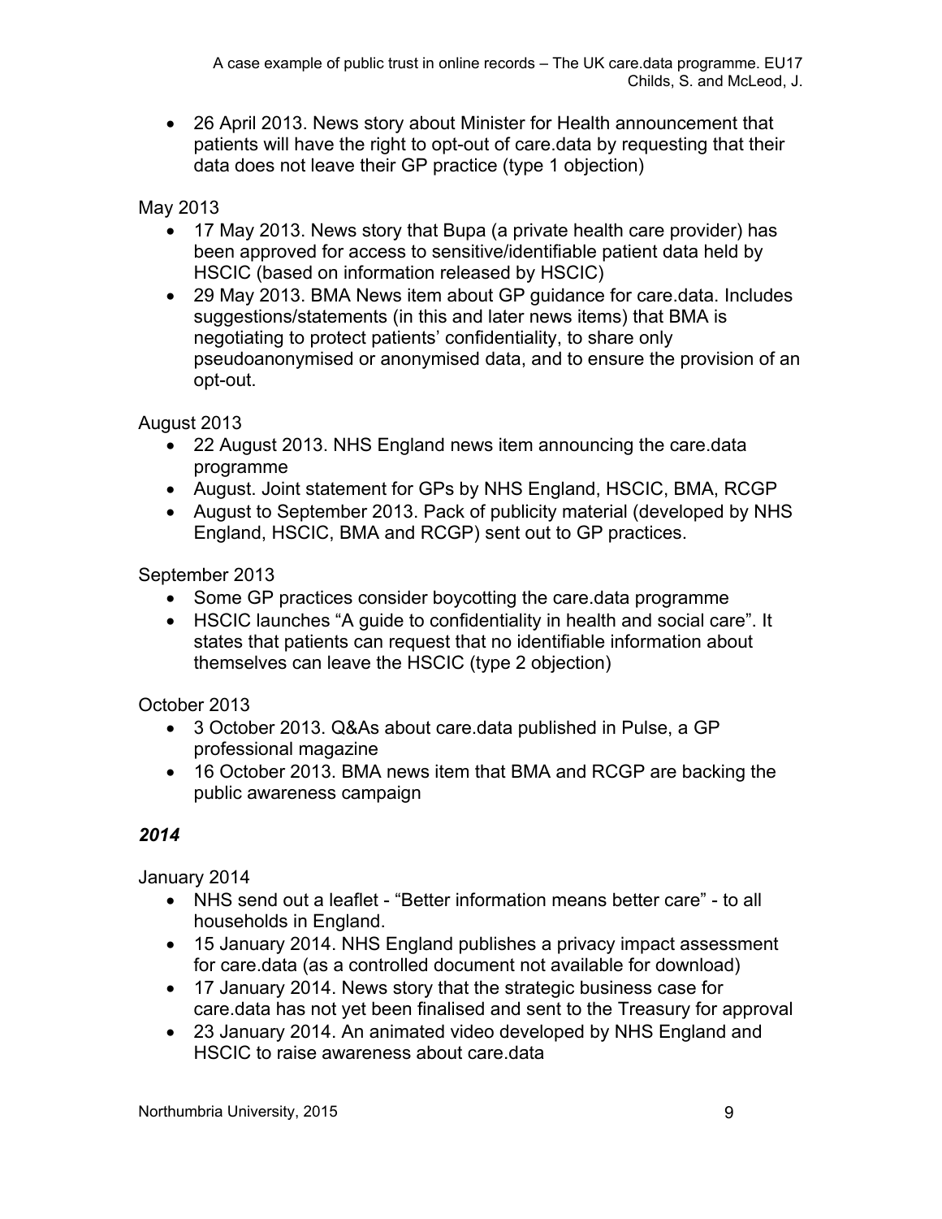- 26 April 2013. News story about Minister for Health announcement that patients will have the right to opt-out of care.data by requesting that their data does not leave their GP practice (type 1 objection)

May 2013

- 17 May 2013. News story that Bupa (a private health care provider) has been approved for access to sensitive/identifiable patient data held by HSCIC (based on information released by HSCIC)
- 29 May 2013. BMA News item about GP guidance for care.data. Includes suggestions/statements (in this and later news items) that BMA is negotiating to protect patients' confidentiality, to share only pseudoanonymised or anonymised data, and to ensure the provision of an opt-out.

August 2013

- 22 August 2013. NHS England news item announcing the care.data programme
- August. Joint statement for GPs by NHS England, HSCIC, BMA, RCGP
- August to September 2013. Pack of publicity material (developed by NHS England, HSCIC, BMA and RCGP) sent out to GP practices.

September 2013

- Some GP practices consider boycotting the care.data programme
- HSCIC launches "A guide to confidentiality in health and social care". It states that patients can request that no identifiable information about themselves can leave the HSCIC (type 2 objection)

October 2013

- 3 October 2013. Q&As about care.data published in Pulse, a GP professional magazine
- 16 October 2013. BMA news item that BMA and RCGP are backing the public awareness campaign

***2014***

January 2014

- NHS send out a leaflet - "Better information means better care" - to all households in England.
- 15 January 2014. NHS England publishes a privacy impact assessment for care.data (as a controlled document not available for download)
- 17 January 2014. News story that the strategic business case for care.data has not yet been finalised and sent to the Treasury for approval
- 23 January 2014. An animated video developed by NHS England and HSCIC to raise awareness about care.data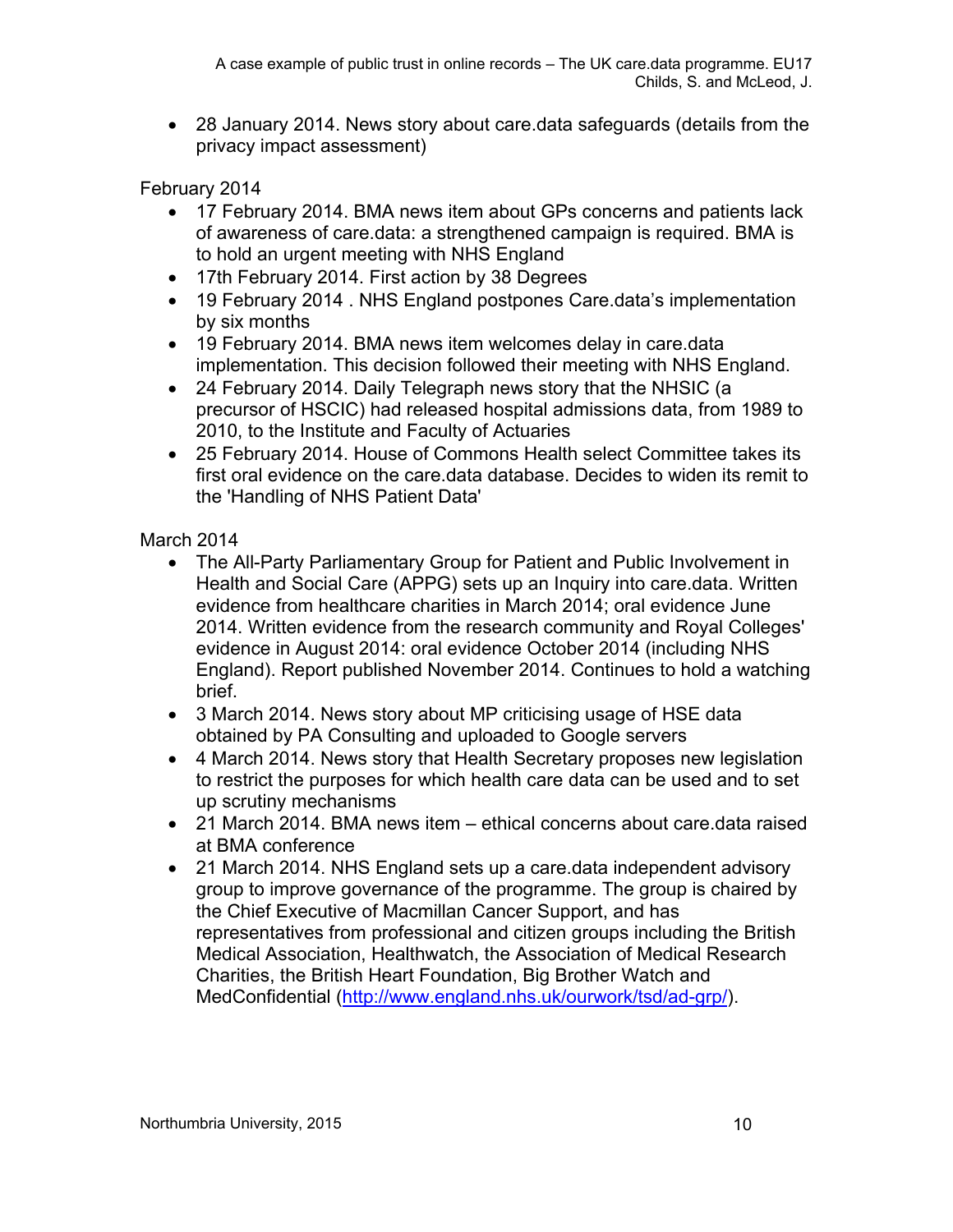- 28 January 2014. News story about care.data safeguards (details from the privacy impact assessment)

February 2014

- 17 February 2014. BMA news item about GPs concerns and patients lack of awareness of care.data: a strengthened campaign is required. BMA is to hold an urgent meeting with NHS England
- 17th February 2014. First action by 38 Degrees
- 19 February 2014 . NHS England postpones Care.data's implementation by six months
- 19 February 2014. BMA news item welcomes delay in care.data implementation. This decision followed their meeting with NHS England.
- 24 February 2014. Daily Telegraph news story that the NHSIC (a precursor of HSCIC) had released hospital admissions data, from 1989 to 2010, to the Institute and Faculty of Actuaries
- 25 February 2014. House of Commons Health select Committee takes its first oral evidence on the care.data database. Decides to widen its remit to the 'Handling of NHS Patient Data'

March 2014

- The All-Party Parliamentary Group for Patient and Public Involvement in Health and Social Care (APPG) sets up an Inquiry into care.data. Written evidence from healthcare charities in March 2014; oral evidence June 2014. Written evidence from the research community and Royal Colleges' evidence in August 2014: oral evidence October 2014 (including NHS England). Report published November 2014. Continues to hold a watching brief.
- 3 March 2014. News story about MP criticising usage of HSE data obtained by PA Consulting and uploaded to Google servers
- 4 March 2014. News story that Health Secretary proposes new legislation to restrict the purposes for which health care data can be used and to set up scrutiny mechanisms
- 21 March 2014. BMA news item – ethical concerns about care.data raised at BMA conference
- 21 March 2014. NHS England sets up a care.data independent advisory group to improve governance of the programme. The group is chaired by the Chief Executive of Macmillan Cancer Support, and has representatives from professional and citizen groups including the British Medical Association, Healthwatch, the Association of Medical Research Charities, the British Heart Foundation, Big Brother Watch and MedConfidential (http://www.england.nhs.uk/ourwork/tsd/ad-grp/).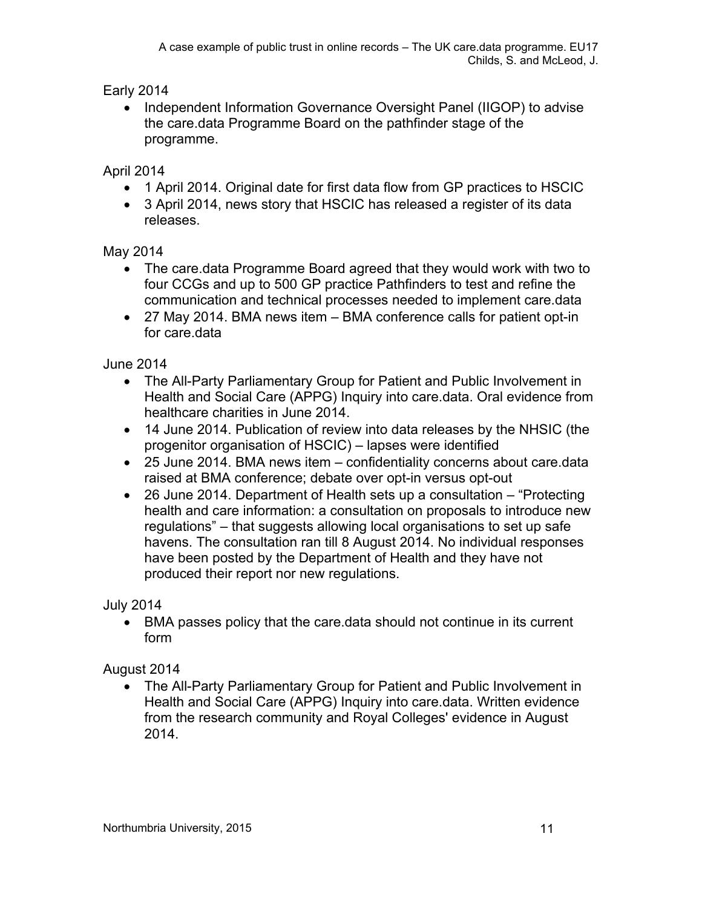Early 2014

- Independent Information Governance Oversight Panel (IIGOP) to advise the care.data Programme Board on the pathfinder stage of the programme.

April 2014

- 1 April 2014. Original date for first data flow from GP practices to HSCIC
- 3 April 2014, news story that HSCIC has released a register of its data releases.

May 2014

- The care.data Programme Board agreed that they would work with two to four CCGs and up to 500 GP practice Pathfinders to test and refine the communication and technical processes needed to implement care.data
- 27 May 2014. BMA news item – BMA conference calls for patient opt-in for care.data

June 2014

- The All-Party Parliamentary Group for Patient and Public Involvement in Health and Social Care (APPG) Inquiry into care.data. Oral evidence from healthcare charities in June 2014.
- 14 June 2014. Publication of review into data releases by the NHSIC (the progenitor organisation of HSCIC) – lapses were identified
- 25 June 2014. BMA news item – confidentiality concerns about care.data raised at BMA conference; debate over opt-in versus opt-out
- 26 June 2014. Department of Health sets up a consultation – "Protecting health and care information: a consultation on proposals to introduce new regulations" – that suggests allowing local organisations to set up safe havens. The consultation ran till 8 August 2014. No individual responses have been posted by the Department of Health and they have not produced their report nor new regulations.

July 2014

- BMA passes policy that the care.data should not continue in its current form

August 2014

- The All-Party Parliamentary Group for Patient and Public Involvement in Health and Social Care (APPG) Inquiry into care.data. Written evidence from the research community and Royal Colleges' evidence in August 2014.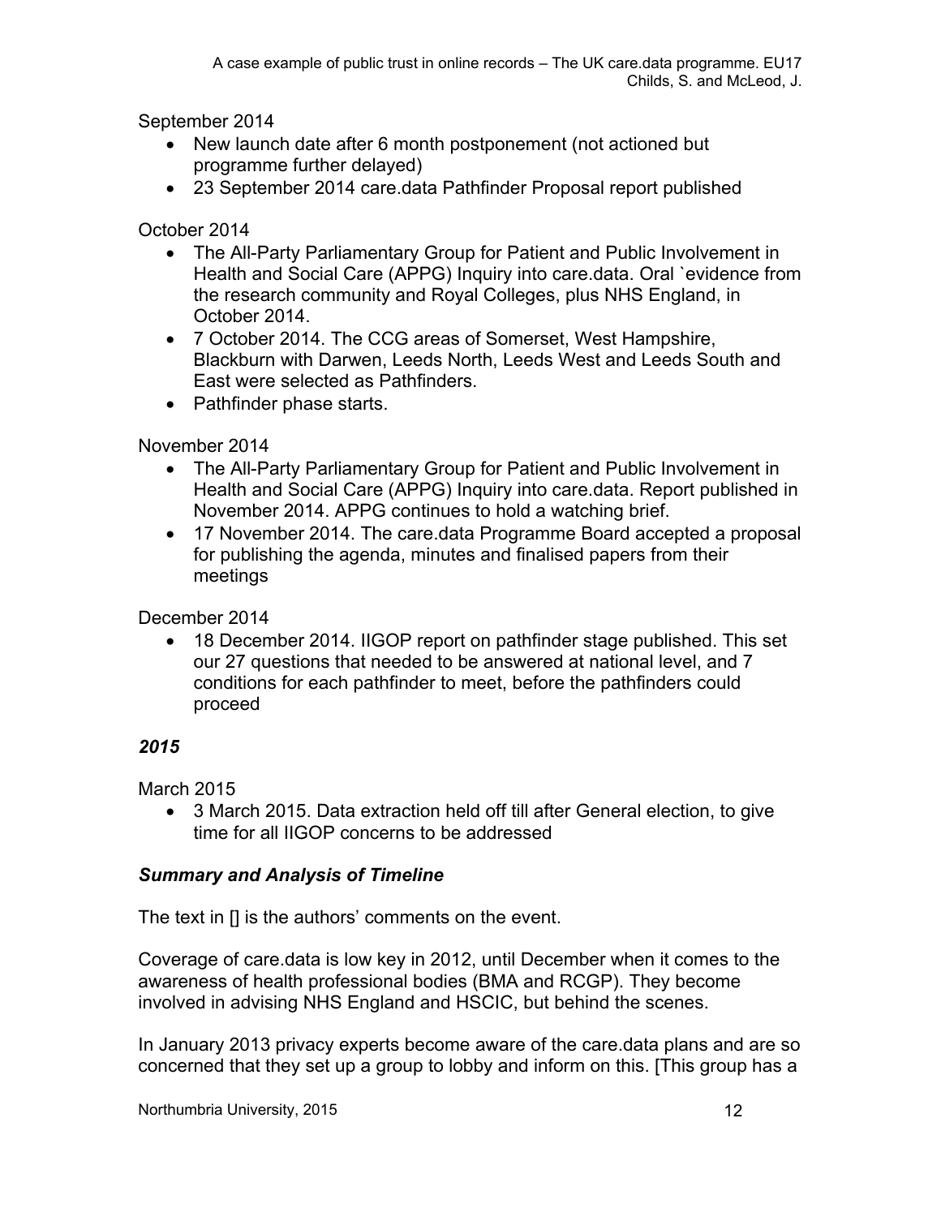September 2014

- New launch date after 6 month postponement (not actioned but programme further delayed)
- 23 September 2014 care.data Pathfinder Proposal report published

October 2014

- The All-Party Parliamentary Group for Patient and Public Involvement in Health and Social Care (APPG) Inquiry into care.data. Oral `evidence from the research community and Royal Colleges, plus NHS England, in October 2014.
- 7 October 2014. The CCG areas of Somerset, West Hampshire, Blackburn with Darwen, Leeds North, Leeds West and Leeds South and East were selected as Pathfinders.
- Pathfinder phase starts.

November 2014

- The All-Party Parliamentary Group for Patient and Public Involvement in Health and Social Care (APPG) Inquiry into care.data. Report published in November 2014. APPG continues to hold a watching brief.
- 17 November 2014. The care.data Programme Board accepted a proposal for publishing the agenda, minutes and finalised papers from their meetings

December 2014

- 18 December 2014. IIGOP report on pathfinder stage published. This set our 27 questions that needed to be answered at national level, and 7 conditions for each pathfinder to meet, before the pathfinders could proceed

### *2015*

March 2015

- 3 March 2015. Data extraction held off till after General election, to give time for all IIGOP concerns to be addressed

### *Summary and Analysis of Timeline*

The text in [] is the authors' comments on the event.

Coverage of care.data is low key in 2012, until December when it comes to the awareness of health professional bodies (BMA and RCGP). They become involved in advising NHS England and HSCIC, but behind the scenes.

In January 2013 privacy experts become aware of the care.data plans and are so concerned that they set up a group to lobby and inform on this. [This group has a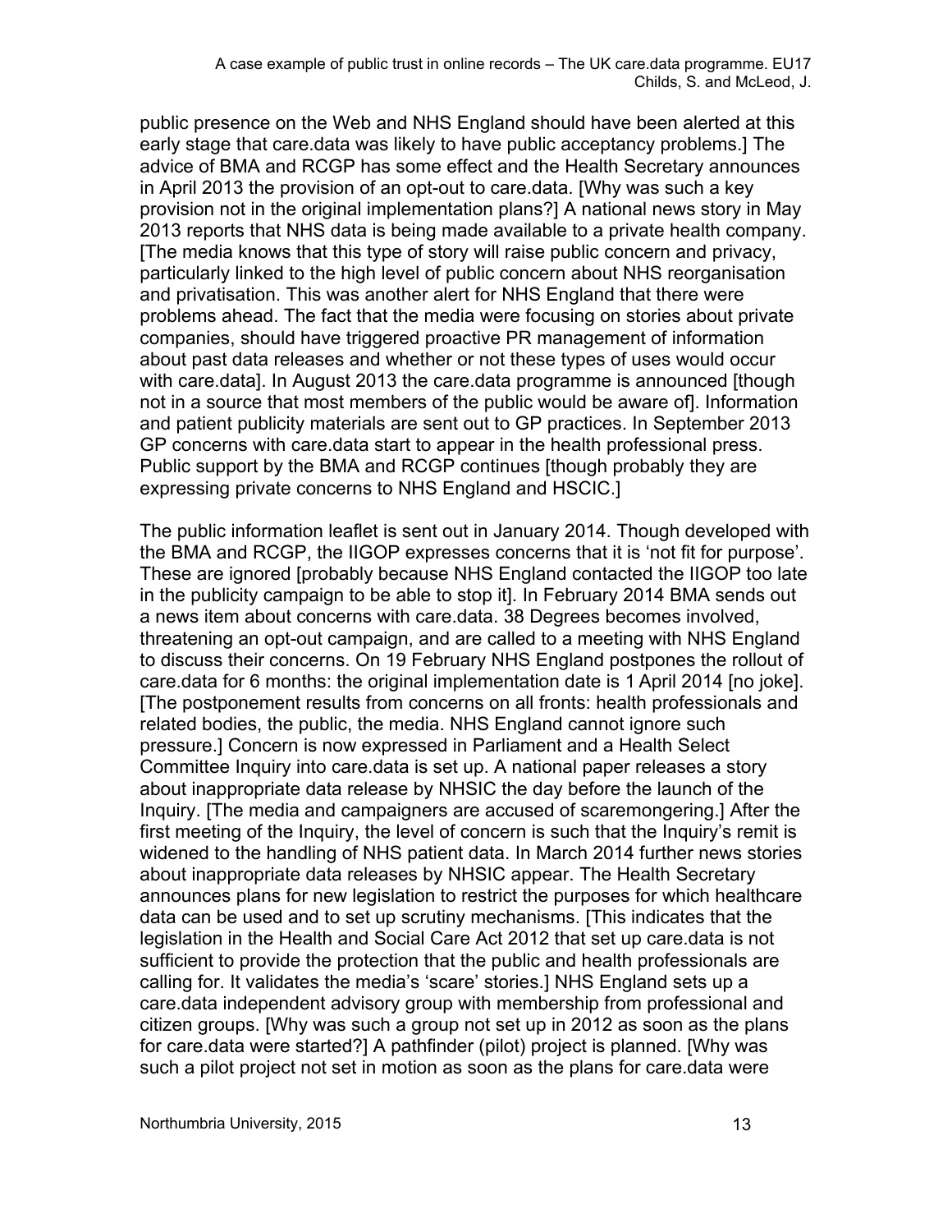public presence on the Web and NHS England should have been alerted at this early stage that care.data was likely to have public acceptancy problems.] The advice of BMA and RCGP has some effect and the Health Secretary announces in April 2013 the provision of an opt-out to care.data. [Why was such a key provision not in the original implementation plans?] A national news story in May 2013 reports that NHS data is being made available to a private health company. [The media knows that this type of story will raise public concern and privacy, particularly linked to the high level of public concern about NHS reorganisation and privatisation. This was another alert for NHS England that there were problems ahead. The fact that the media were focusing on stories about private companies, should have triggered proactive PR management of information about past data releases and whether or not these types of uses would occur with care.data]. In August 2013 the care.data programme is announced [though not in a source that most members of the public would be aware of]. Information and patient publicity materials are sent out to GP practices. In September 2013 GP concerns with care.data start to appear in the health professional press. Public support by the BMA and RCGP continues [though probably they are expressing private concerns to NHS England and HSCIC.]

The public information leaflet is sent out in January 2014. Though developed with the BMA and RCGP, the IIGOP expresses concerns that it is 'not fit for purpose'. These are ignored [probably because NHS England contacted the IIGOP too late in the publicity campaign to be able to stop it]. In February 2014 BMA sends out a news item about concerns with care.data. 38 Degrees becomes involved, threatening an opt-out campaign, and are called to a meeting with NHS England to discuss their concerns. On 19 February NHS England postpones the rollout of care.data for 6 months: the original implementation date is 1 April 2014 [no joke]. [The postponement results from concerns on all fronts: health professionals and related bodies, the public, the media. NHS England cannot ignore such pressure.] Concern is now expressed in Parliament and a Health Select Committee Inquiry into care.data is set up. A national paper releases a story about inappropriate data release by NHSIC the day before the launch of the Inquiry. [The media and campaigners are accused of scaremongering.] After the first meeting of the Inquiry, the level of concern is such that the Inquiry's remit is widened to the handling of NHS patient data. In March 2014 further news stories about inappropriate data releases by NHSIC appear. The Health Secretary announces plans for new legislation to restrict the purposes for which healthcare data can be used and to set up scrutiny mechanisms. [This indicates that the legislation in the Health and Social Care Act 2012 that set up care.data is not sufficient to provide the protection that the public and health professionals are calling for. It validates the media's 'scare' stories.] NHS England sets up a care.data independent advisory group with membership from professional and citizen groups. [Why was such a group not set up in 2012 as soon as the plans for care.data were started?] A pathfinder (pilot) project is planned. [Why was such a pilot project not set in motion as soon as the plans for care.data were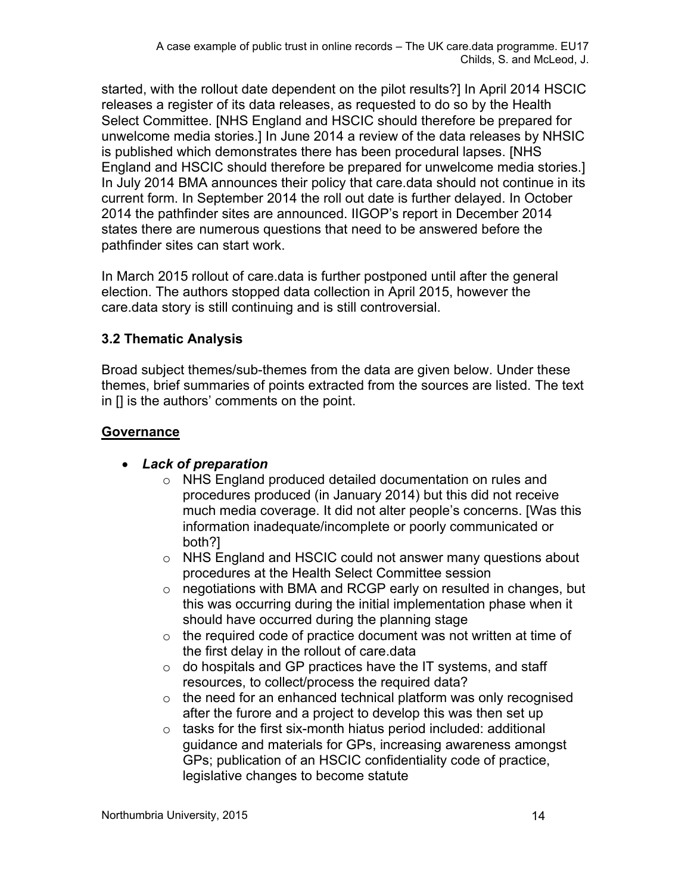started, with the rollout date dependent on the pilot results?] In April 2014 HSCIC releases a register of its data releases, as requested to do so by the Health Select Committee. [NHS England and HSCIC should therefore be prepared for unwelcome media stories.] In June 2014 a review of the data releases by NHSIC is published which demonstrates there has been procedural lapses. [NHS England and HSCIC should therefore be prepared for unwelcome media stories.] In July 2014 BMA announces their policy that care.data should not continue in its current form. In September 2014 the roll out date is further delayed. In October 2014 the pathfinder sites are announced. IIGOP's report in December 2014 states there are numerous questions that need to be answered before the pathfinder sites can start work.

In March 2015 rollout of care.data is further postponed until after the general election. The authors stopped data collection in April 2015, however the care.data story is still continuing and is still controversial.

### 3.2 Thematic Analysis

Broad subject themes/sub-themes from the data are given below. Under these themes, brief summaries of points extracted from the sources are listed. The text in [] is the authors' comments on the point.

**Governance**

- ***Lack of preparation***
  - NHS England produced detailed documentation on rules and procedures produced (in January 2014) but this did not receive much media coverage. It did not alter people's concerns. [Was this information inadequate/incomplete or poorly communicated or both?]
  - NHS England and HSCIC could not answer many questions about procedures at the Health Select Committee session
  - negotiations with BMA and RCGP early on resulted in changes, but this was occurring during the initial implementation phase when it should have occurred during the planning stage
  - the required code of practice document was not written at time of the first delay in the rollout of care.data
  - do hospitals and GP practices have the IT systems, and staff resources, to collect/process the required data?
  - the need for an enhanced technical platform was only recognised after the furore and a project to develop this was then set up
  - tasks for the first six-month hiatus period included: additional guidance and materials for GPs, increasing awareness amongst GPs; publication of an HSCIC confidentiality code of practice, legislative changes to become statute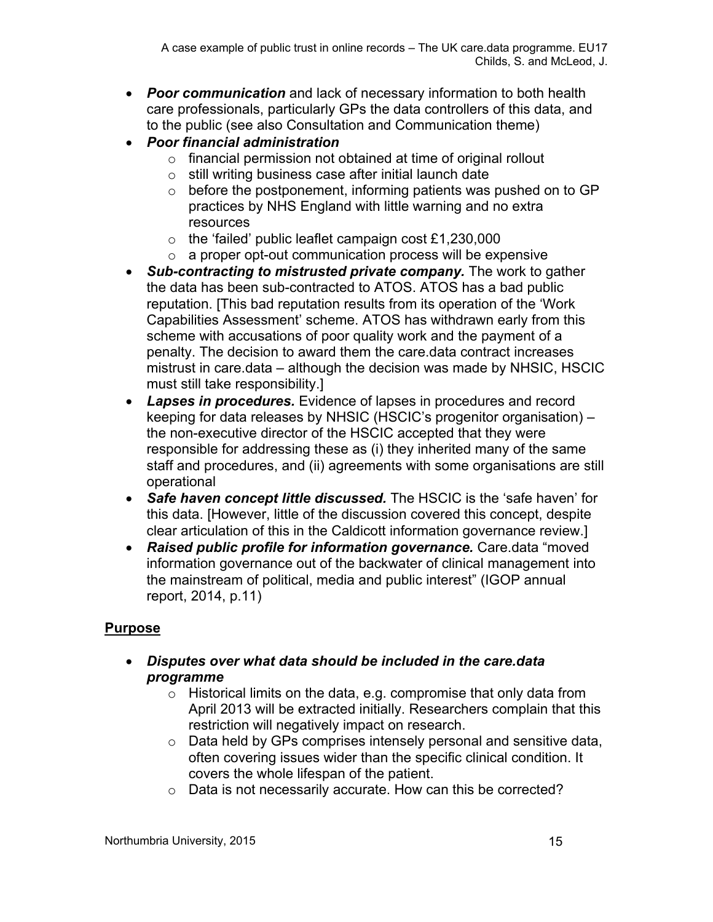- ***Poor communication*** and lack of necessary information to both health care professionals, particularly GPs the data controllers of this data, and to the public (see also Consultation and Communication theme)
- ***Poor financial administration***
  - financial permission not obtained at time of original rollout
  - still writing business case after initial launch date
  - before the postponement, informing patients was pushed on to GP practices by NHS England with little warning and no extra resources
  - the 'failed' public leaflet campaign cost £1,230,000
  - a proper opt-out communication process will be expensive
- ***Sub-contracting to mistrusted private company.*** The work to gather the data has been sub-contracted to ATOS. ATOS has a bad public reputation. [This bad reputation results from its operation of the 'Work Capabilities Assessment' scheme. ATOS has withdrawn early from this scheme with accusations of poor quality work and the payment of a penalty. The decision to award them the care.data contract increases mistrust in care.data – although the decision was made by NHSIC, HSCIC must still take responsibility.]
- ***Lapses in procedures.*** Evidence of lapses in procedures and record keeping for data releases by NHSIC (HSCIC's progenitor organisation) – the non-executive director of the HSCIC accepted that they were responsible for addressing these as (i) they inherited many of the same staff and procedures, and (ii) agreements with some organisations are still operational
- ***Safe haven concept little discussed.*** The HSCIC is the 'safe haven' for this data. [However, little of the discussion covered this concept, despite clear articulation of this in the Caldicott information governance review.]
- ***Raised public profile for information governance.*** Care.data "moved information governance out of the backwater of clinical management into the mainstream of political, media and public interest" (IGOP annual report, 2014, p.11)

## <u>Purpose</u>

- ***Disputes over what data should be included in the care.data programme***
  - Historical limits on the data, e.g. compromise that only data from April 2013 will be extracted initially. Researchers complain that this restriction will negatively impact on research.
  - Data held by GPs comprises intensely personal and sensitive data, often covering issues wider than the specific clinical condition. It covers the whole lifespan of the patient.
  - Data is not necessarily accurate. How can this be corrected?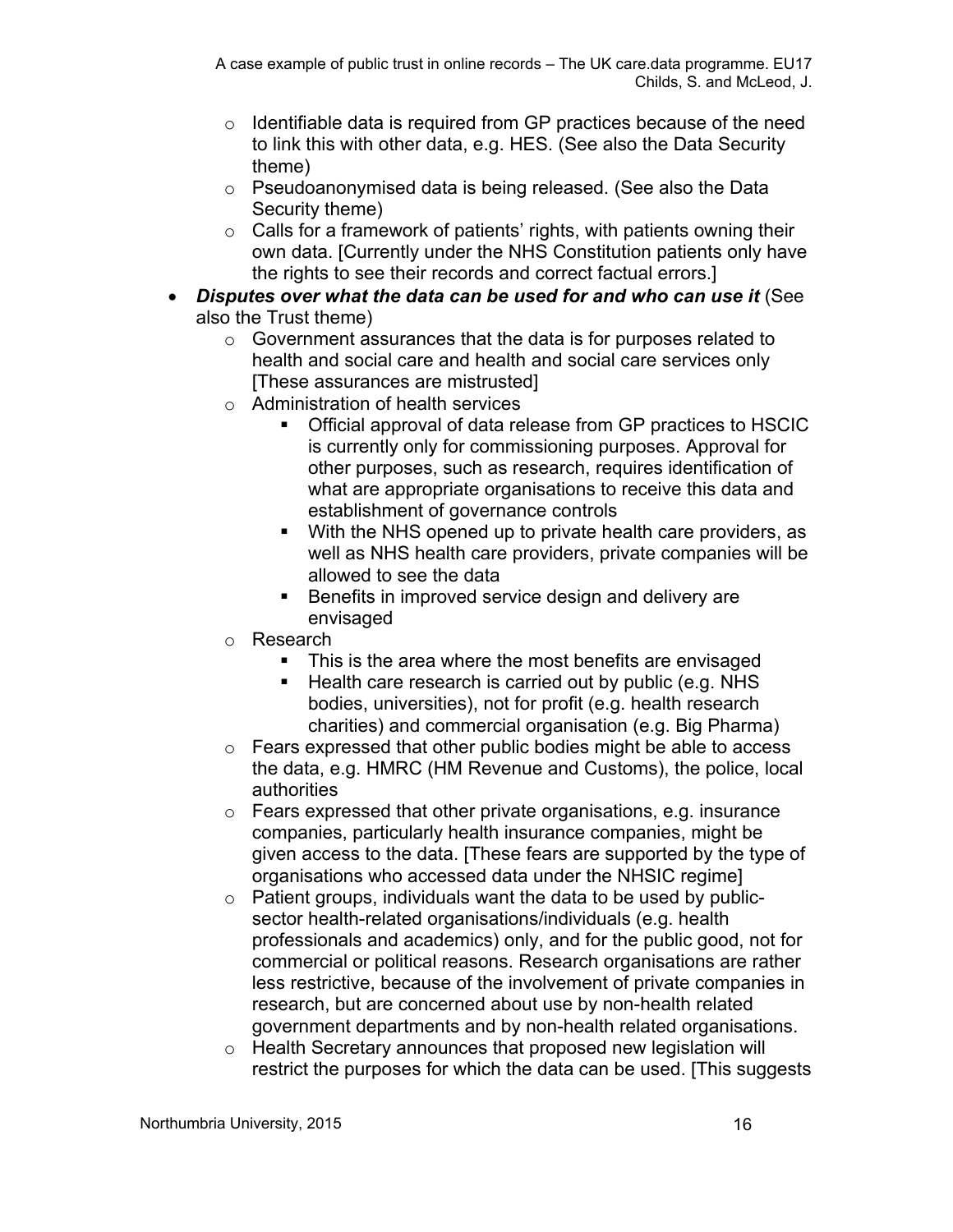- Identifiable data is required from GP practices because of the need to link this with other data, e.g. HES. (See also the Data Security theme)
  - Pseudoanonymised data is being released. (See also the Data Security theme)
  - Calls for a framework of patients' rights, with patients owning their own data. [Currently under the NHS Constitution patients only have the rights to see their records and correct factual errors.]
- ***Disputes over what the data can be used for and who can use it*** (See also the Trust theme)
  - Government assurances that the data is for purposes related to health and social care and health and social care services only [These assurances are mistrusted]
  - Administration of health services
    - Official approval of data release from GP practices to HSCIC is currently only for commissioning purposes. Approval for other purposes, such as research, requires identification of what are appropriate organisations to receive this data and establishment of governance controls
    - With the NHS opened up to private health care providers, as well as NHS health care providers, private companies will be allowed to see the data
    - Benefits in improved service design and delivery are envisaged
  - Research
    - This is the area where the most benefits are envisaged
    - Health care research is carried out by public (e.g. NHS bodies, universities), not for profit (e.g. health research charities) and commercial organisation (e.g. Big Pharma)
  - Fears expressed that other public bodies might be able to access the data, e.g. HMRC (HM Revenue and Customs), the police, local authorities
  - Fears expressed that other private organisations, e.g. insurance companies, particularly health insurance companies, might be given access to the data. [These fears are supported by the type of organisations who accessed data under the NHSIC regime]
  - Patient groups, individuals want the data to be used by public-sector health-related organisations/individuals (e.g. health professionals and academics) only, and for the public good, not for commercial or political reasons. Research organisations are rather less restrictive, because of the involvement of private companies in research, but are concerned about use by non-health related government departments and by non-health related organisations.
  - Health Secretary announces that proposed new legislation will restrict the purposes for which the data can be used. [This suggests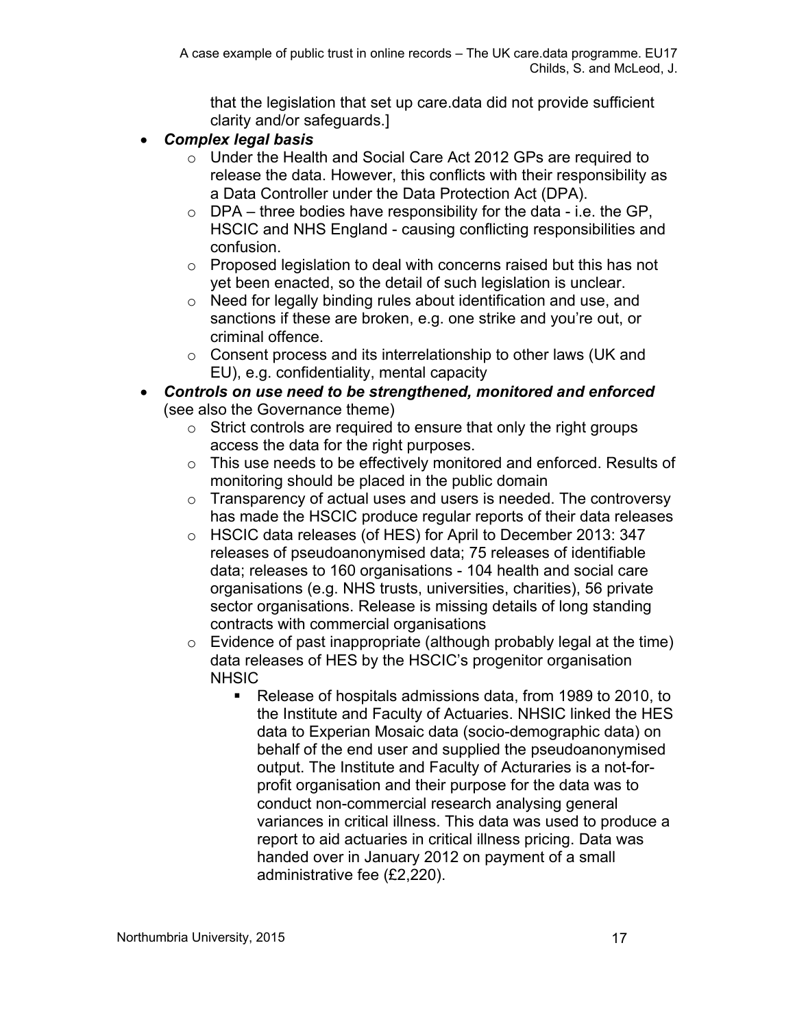that the legislation that set up care.data did not provide sufficient clarity and/or safeguards.]

- ***Complex legal basis***
  - Under the Health and Social Care Act 2012 GPs are required to release the data. However, this conflicts with their responsibility as a Data Controller under the Data Protection Act (DPA).
  - DPA – three bodies have responsibility for the data - i.e. the GP, HSCIC and NHS England - causing conflicting responsibilities and confusion.
  - Proposed legislation to deal with concerns raised but this has not yet been enacted, so the detail of such legislation is unclear.
  - Need for legally binding rules about identification and use, and sanctions if these are broken, e.g. one strike and you're out, or criminal offence.
  - Consent process and its interrelationship to other laws (UK and EU), e.g. confidentiality, mental capacity
- ***Controls on use need to be strengthened, monitored and enforced*** (see also the Governance theme)
  - Strict controls are required to ensure that only the right groups access the data for the right purposes.
  - This use needs to be effectively monitored and enforced. Results of monitoring should be placed in the public domain
  - Transparency of actual uses and users is needed. The controversy has made the HSCIC produce regular reports of their data releases
  - HSCIC data releases (of HES) for April to December 2013: 347 releases of pseudoanonymised data; 75 releases of identifiable data; releases to 160 organisations - 104 health and social care organisations (e.g. NHS trusts, universities, charities), 56 private sector organisations. Release is missing details of long standing contracts with commercial organisations
  - Evidence of past inappropriate (although probably legal at the time) data releases of HES by the HSCIC's progenitor organisation NHSIC
    - Release of hospitals admissions data, from 1989 to 2010, to the Institute and Faculty of Actuaries. NHSIC linked the HES data to Experian Mosaic data (socio-demographic data) on behalf of the end user and supplied the pseudoanonymised output. The Institute and Faculty of Acturaries is a not-for-profit organisation and their purpose for the data was to conduct non-commercial research analysing general variances in critical illness. This data was used to produce a report to aid actuaries in critical illness pricing. Data was handed over in January 2012 on payment of a small administrative fee (£2,220).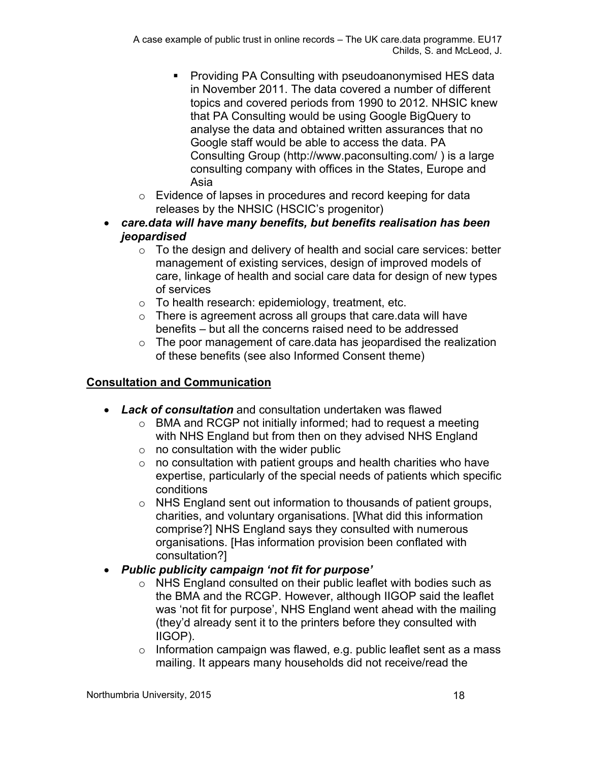- Providing PA Consulting with pseudoanonymised HES data in November 2011. The data covered a number of different topics and covered periods from 1990 to 2012. NHSIC knew that PA Consulting would be using Google BigQuery to analyse the data and obtained written assurances that no Google staff would be able to access the data. PA Consulting Group (http://www.paconsulting.com/ ) is a large consulting company with offices in the States, Europe and Asia
    - Evidence of lapses in procedures and record keeping for data releases by the NHSIC (HSCIC's progenitor)
- ***care.data will have many benefits, but benefits realisation has been jeopardised***
    - To the design and delivery of health and social care services: better management of existing services, design of improved models of care, linkage of health and social care data for design of new types of services
    - To health research: epidemiology, treatment, etc.
    - There is agreement across all groups that care.data will have benefits – but all the concerns raised need to be addressed
    - The poor management of care.data has jeopardised the realization of these benefits (see also Informed Consent theme)

## <u>Consultation and Communication</u>

- ***Lack of consultation*** and consultation undertaken was flawed
    - BMA and RCGP not initially informed; had to request a meeting with NHS England but from then on they advised NHS England
    - no consultation with the wider public
    - no consultation with patient groups and health charities who have expertise, particularly of the special needs of patients which specific conditions
    - NHS England sent out information to thousands of patient groups, charities, and voluntary organisations. [What did this information comprise?] NHS England says they consulted with numerous organisations. [Has information provision been conflated with consultation?]
- ***Public publicity campaign 'not fit for purpose'***
    - NHS England consulted on their public leaflet with bodies such as the BMA and the RCGP. However, although IIGOP said the leaflet was 'not fit for purpose', NHS England went ahead with the mailing (they'd already sent it to the printers before they consulted with IIGOP).
    - Information campaign was flawed, e.g. public leaflet sent as a mass mailing. It appears many households did not receive/read the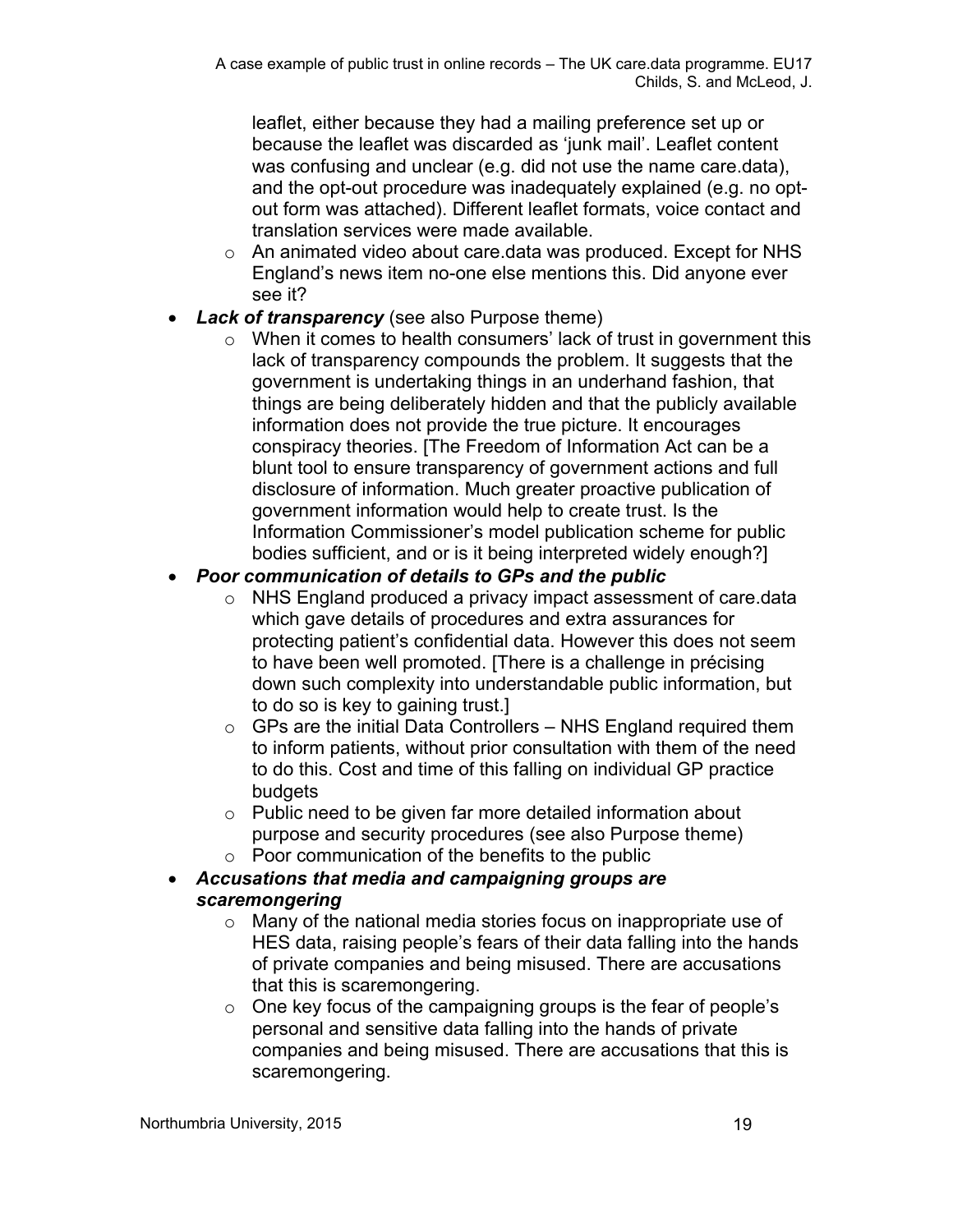leaflet, either because they had a mailing preference set up or because the leaflet was discarded as 'junk mail'. Leaflet content was confusing and unclear (e.g. did not use the name care.data), and the opt-out procedure was inadequately explained (e.g. no opt-out form was attached). Different leaflet formats, voice contact and translation services were made available.
  - An animated video about care.data was produced. Except for NHS England's news item no-one else mentions this. Did anyone ever see it?
- ***Lack of transparency*** (see also Purpose theme)
  - When it comes to health consumers' lack of trust in government this lack of transparency compounds the problem. It suggests that the government is undertaking things in an underhand fashion, that things are being deliberately hidden and that the publicly available information does not provide the true picture. It encourages conspiracy theories. [The Freedom of Information Act can be a blunt tool to ensure transparency of government actions and full disclosure of information. Much greater proactive publication of government information would help to create trust. Is the Information Commissioner's model publication scheme for public bodies sufficient, and or is it being interpreted widely enough?]
- ***Poor communication of details to GPs and the public***
  - NHS England produced a privacy impact assessment of care.data which gave details of procedures and extra assurances for protecting patient's confidential data. However this does not seem to have been well promoted. [There is a challenge in précising down such complexity into understandable public information, but to do so is key to gaining trust.]
  - GPs are the initial Data Controllers – NHS England required them to inform patients, without prior consultation with them of the need to do this. Cost and time of this falling on individual GP practice budgets
  - Public need to be given far more detailed information about purpose and security procedures (see also Purpose theme)
  - Poor communication of the benefits to the public
- ***Accusations that media and campaigning groups are scaremongering***
  - Many of the national media stories focus on inappropriate use of HES data, raising people's fears of their data falling into the hands of private companies and being misused. There are accusations that this is scaremongering.
  - One key focus of the campaigning groups is the fear of people's personal and sensitive data falling into the hands of private companies and being misused. There are accusations that this is scaremongering.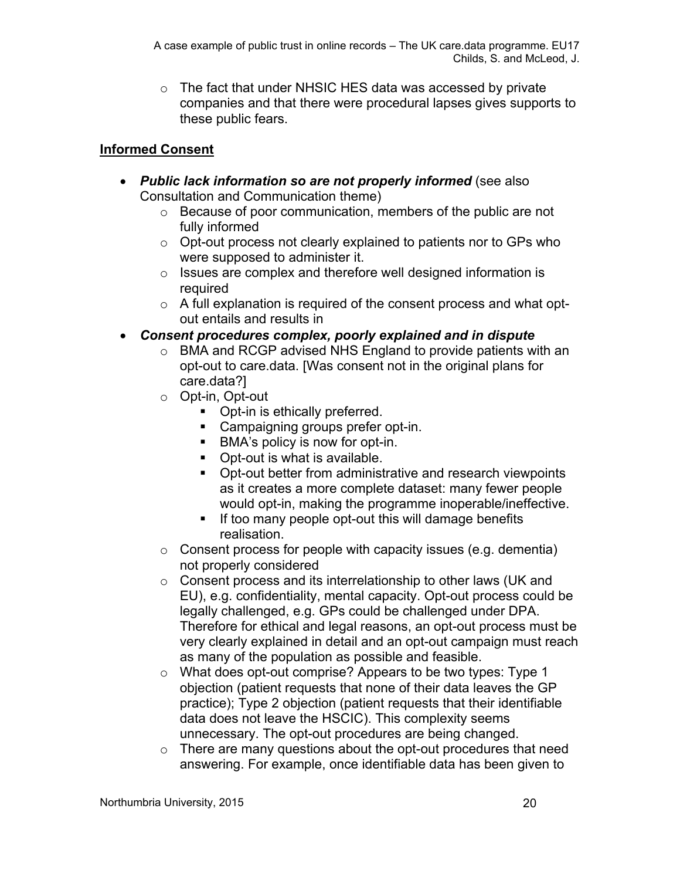- The fact that under NHSIC HES data was accessed by private companies and that there were procedural lapses gives supports to these public fears.

**Informed Consent**

- ***Public lack information so are not properly informed*** (see also Consultation and Communication theme)
  - Because of poor communication, members of the public are not fully informed
  - Opt-out process not clearly explained to patients nor to GPs who were supposed to administer it.
  - Issues are complex and therefore well designed information is required
  - A full explanation is required of the consent process and what opt-out entails and results in
- ***Consent procedures complex, poorly explained and in dispute***
  - BMA and RCGP advised NHS England to provide patients with an opt-out to care.data. [Was consent not in the original plans for care.data?]
  - Opt-in, Opt-out
    - Opt-in is ethically preferred.
    - Campaigning groups prefer opt-in.
    - BMA's policy is now for opt-in.
    - Opt-out is what is available.
    - Opt-out better from administrative and research viewpoints as it creates a more complete dataset: many fewer people would opt-in, making the programme inoperable/ineffective.
    - If too many people opt-out this will damage benefits realisation.
  - Consent process for people with capacity issues (e.g. dementia) not properly considered
  - Consent process and its interrelationship to other laws (UK and EU), e.g. confidentiality, mental capacity. Opt-out process could be legally challenged, e.g. GPs could be challenged under DPA. Therefore for ethical and legal reasons, an opt-out process must be very clearly explained in detail and an opt-out campaign must reach as many of the population as possible and feasible.
  - What does opt-out comprise? Appears to be two types: Type 1 objection (patient requests that none of their data leaves the GP practice); Type 2 objection (patient requests that their identifiable data does not leave the HSCIC). This complexity seems unnecessary. The opt-out procedures are being changed.
  - There are many questions about the opt-out procedures that need answering. For example, once identifiable data has been given to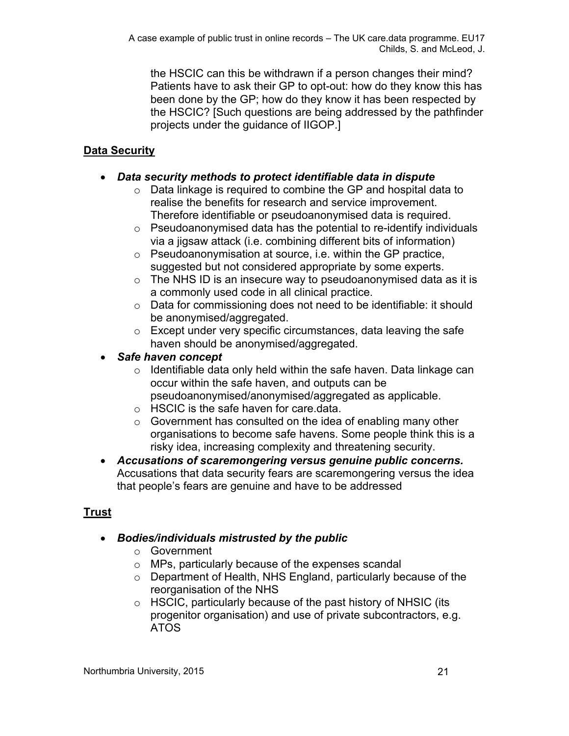the HSCIC can this be withdrawn if a person changes their mind? Patients have to ask their GP to opt-out: how do they know this has been done by the GP; how do they know it has been respected by the HSCIC? [Such questions are being addressed by the pathfinder projects under the guidance of IIGOP.]

## Data Security

- ***Data security methods to protect identifiable data in dispute***
  - Data linkage is required to combine the GP and hospital data to realise the benefits for research and service improvement. Therefore identifiable or pseudoanonymised data is required.
  - Pseudoanonymised data has the potential to re-identify individuals via a jigsaw attack (i.e. combining different bits of information)
  - Pseudoanonymisation at source, i.e. within the GP practice, suggested but not considered appropriate by some experts.
  - The NHS ID is an insecure way to pseudoanonymised data as it is a commonly used code in all clinical practice.
  - Data for commissioning does not need to be identifiable: it should be anonymised/aggregated.
  - Except under very specific circumstances, data leaving the safe haven should be anonymised/aggregated.
- ***Safe haven concept***
  - Identifiable data only held within the safe haven. Data linkage can occur within the safe haven, and outputs can be pseudoanonymised/anonymised/aggregated as applicable.
  - HSCIC is the safe haven for care.data.
  - Government has consulted on the idea of enabling many other organisations to become safe havens. Some people think this is a risky idea, increasing complexity and threatening security.
- ***Accusations of scaremongering versus genuine public concerns.*** Accusations that data security fears are scaremongering versus the idea that people's fears are genuine and have to be addressed

## Trust

- ***Bodies/individuals mistrusted by the public***
  - Government
  - MPs, particularly because of the expenses scandal
  - Department of Health, NHS England, particularly because of the reorganisation of the NHS
  - HSCIC, particularly because of the past history of NHSIC (its progenitor organisation) and use of private subcontractors, e.g. ATOS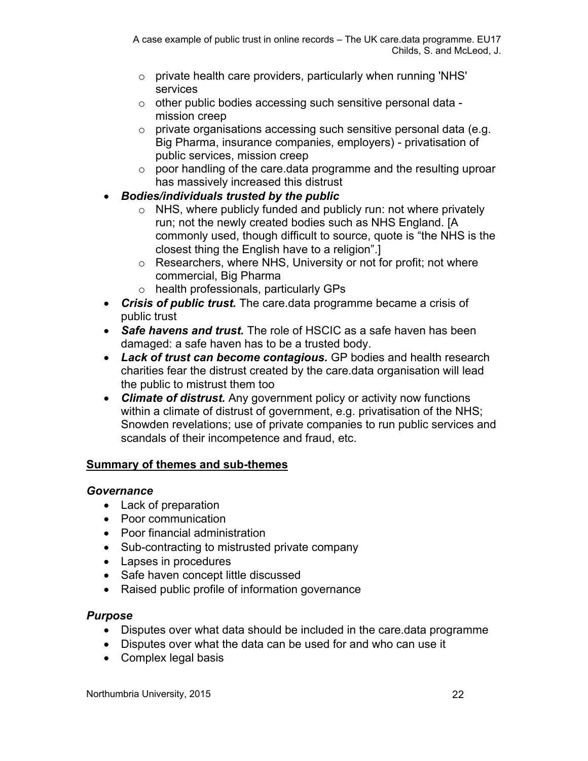- private health care providers, particularly when running 'NHS' services
    - other public bodies accessing such sensitive personal data - mission creep
    - private organisations accessing such sensitive personal data (e.g. Big Pharma, insurance companies, employers) - privatisation of public services, mission creep
    - poor handling of the care.data programme and the resulting uproar has massively increased this distrust
- ***Bodies/individuals trusted by the public***
    - NHS, where publicly funded and publicly run: not where privately run; not the newly created bodies such as NHS England. [A commonly used, though difficult to source, quote is "the NHS is the closest thing the English have to a religion".]
    - Researchers, where NHS, University or not for profit; not where commercial, Big Pharma
    - health professionals, particularly GPs
- ***Crisis of public trust.*** The care.data programme became a crisis of public trust
- ***Safe havens and trust.*** The role of HSCIC as a safe haven has been damaged: a safe haven has to be a trusted body.
- ***Lack of trust can become contagious.*** GP bodies and health research charities fear the distrust created by the care.data organisation will lead the public to mistrust them too
- ***Climate of distrust.*** Any government policy or activity now functions within a climate of distrust of government, e.g. privatisation of the NHS; Snowden revelations; use of private companies to run public services and scandals of their incompetence and fraud, etc.

**<u>Summary of themes and sub-themes</u>**

***Governance***

- Lack of preparation
- Poor communication
- Poor financial administration
- Sub-contracting to mistrusted private company
- Lapses in procedures
- Safe haven concept little discussed
- Raised public profile of information governance

***Purpose***

- Disputes over what data should be included in the care.data programme
- Disputes over what the data can be used for and who can use it
- Complex legal basis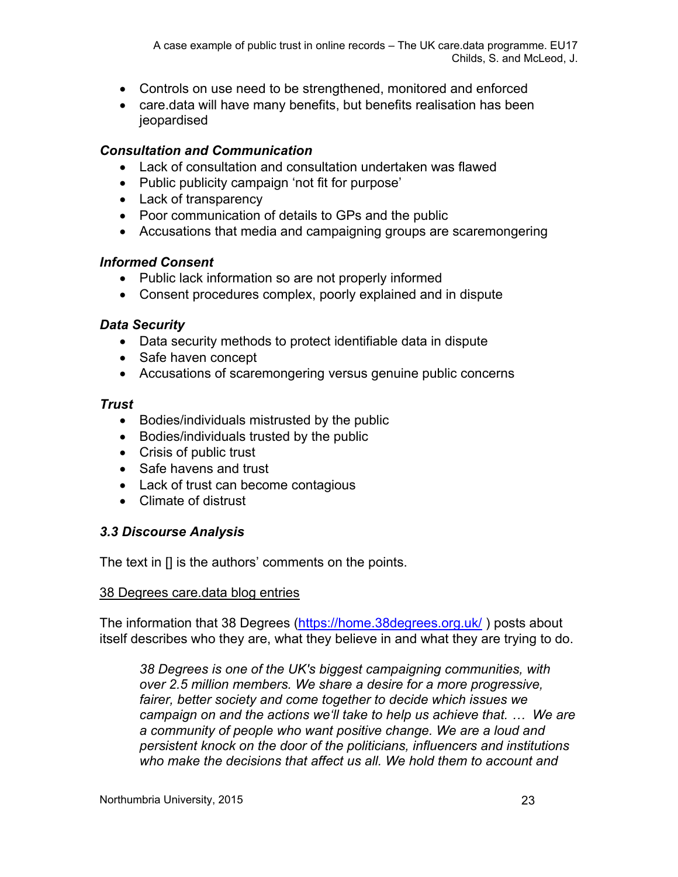- Controls on use need to be strengthened, monitored and enforced
- care.data will have many benefits, but benefits realisation has been jeopardised

***Consultation and Communication***

- Lack of consultation and consultation undertaken was flawed
- Public publicity campaign 'not fit for purpose'
- Lack of transparency
- Poor communication of details to GPs and the public
- Accusations that media and campaigning groups are scaremongering

***Informed Consent***

- Public lack information so are not properly informed
- Consent procedures complex, poorly explained and in dispute

***Data Security***

- Data security methods to protect identifiable data in dispute
- Safe haven concept
- Accusations of scaremongering versus genuine public concerns

***Trust***

- Bodies/individuals mistrusted by the public
- Bodies/individuals trusted by the public
- Crisis of public trust
- Safe havens and trust
- Lack of trust can become contagious
- Climate of distrust

### *3.3 Discourse Analysis*

The text in [] is the authors' comments on the points.

38 Degrees care.data blog entries

The information that 38 Degrees (https://home.38degrees.org.uk/ ) posts about itself describes who they are, what they believe in and what they are trying to do.

> *38 Degrees is one of the UK's biggest campaigning communities, with over 2.5 million members. We share a desire for a more progressive, fairer, better society and come together to decide which issues we campaign on and the actions we'll take to help us achieve that. … We are a community of people who want positive change. We are a loud and persistent knock on the door of the politicians, influencers and institutions who make the decisions that affect us all. We hold them to account and*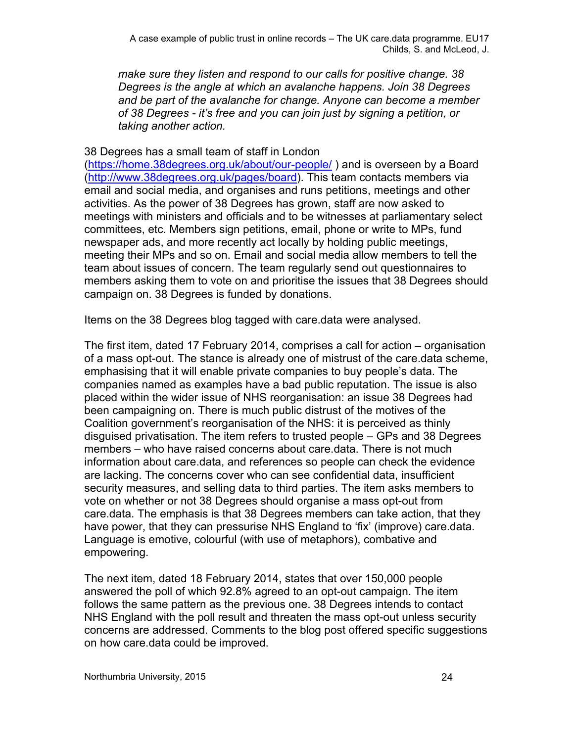*make sure they listen and respond to our calls for positive change. 38 Degrees is the angle at which an avalanche happens. Join 38 Degrees and be part of the avalanche for change. Anyone can become a member of 38 Degrees - it's free and you can join just by signing a petition, or taking another action.*

38 Degrees has a small team of staff in London (https://home.38degrees.org.uk/about/our-people/ ) and is overseen by a Board (http://www.38degrees.org.uk/pages/board). This team contacts members via email and social media, and organises and runs petitions, meetings and other activities. As the power of 38 Degrees has grown, staff are now asked to meetings with ministers and officials and to be witnesses at parliamentary select committees, etc. Members sign petitions, email, phone or write to MPs, fund newspaper ads, and more recently act locally by holding public meetings, meeting their MPs and so on. Email and social media allow members to tell the team about issues of concern. The team regularly send out questionnaires to members asking them to vote on and prioritise the issues that 38 Degrees should campaign on. 38 Degrees is funded by donations.

Items on the 38 Degrees blog tagged with care.data were analysed.

The first item, dated 17 February 2014, comprises a call for action – organisation of a mass opt-out. The stance is already one of mistrust of the care.data scheme, emphasising that it will enable private companies to buy people's data. The companies named as examples have a bad public reputation. The issue is also placed within the wider issue of NHS reorganisation: an issue 38 Degrees had been campaigning on. There is much public distrust of the motives of the Coalition government's reorganisation of the NHS: it is perceived as thinly disguised privatisation. The item refers to trusted people – GPs and 38 Degrees members – who have raised concerns about care.data. There is not much information about care.data, and references so people can check the evidence are lacking. The concerns cover who can see confidential data, insufficient security measures, and selling data to third parties. The item asks members to vote on whether or not 38 Degrees should organise a mass opt-out from care.data. The emphasis is that 38 Degrees members can take action, that they have power, that they can pressurise NHS England to 'fix' (improve) care.data. Language is emotive, colourful (with use of metaphors), combative and empowering.

The next item, dated 18 February 2014, states that over 150,000 people answered the poll of which 92.8% agreed to an opt-out campaign. The item follows the same pattern as the previous one. 38 Degrees intends to contact NHS England with the poll result and threaten the mass opt-out unless security concerns are addressed. Comments to the blog post offered specific suggestions on how care.data could be improved.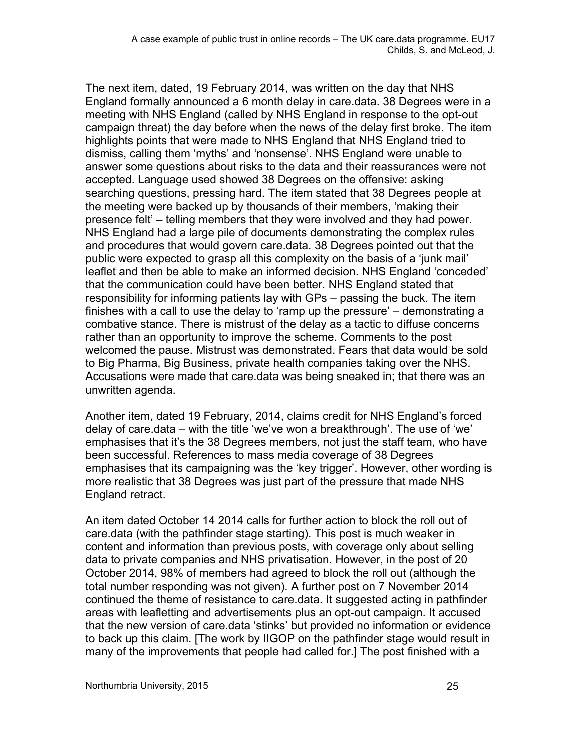The next item, dated, 19 February 2014, was written on the day that NHS England formally announced a 6 month delay in care.data. 38 Degrees were in a meeting with NHS England (called by NHS England in response to the opt-out campaign threat) the day before when the news of the delay first broke. The item highlights points that were made to NHS England that NHS England tried to dismiss, calling them 'myths' and 'nonsense'. NHS England were unable to answer some questions about risks to the data and their reassurances were not accepted. Language used showed 38 Degrees on the offensive: asking searching questions, pressing hard. The item stated that 38 Degrees people at the meeting were backed up by thousands of their members, 'making their presence felt' – telling members that they were involved and they had power. NHS England had a large pile of documents demonstrating the complex rules and procedures that would govern care.data. 38 Degrees pointed out that the public were expected to grasp all this complexity on the basis of a 'junk mail' leaflet and then be able to make an informed decision. NHS England 'conceded' that the communication could have been better. NHS England stated that responsibility for informing patients lay with GPs – passing the buck. The item finishes with a call to use the delay to 'ramp up the pressure' – demonstrating a combative stance. There is mistrust of the delay as a tactic to diffuse concerns rather than an opportunity to improve the scheme. Comments to the post welcomed the pause. Mistrust was demonstrated. Fears that data would be sold to Big Pharma, Big Business, private health companies taking over the NHS. Accusations were made that care.data was being sneaked in; that there was an unwritten agenda.

Another item, dated 19 February, 2014, claims credit for NHS England's forced delay of care.data – with the title 'we've won a breakthrough'. The use of 'we' emphasises that it's the 38 Degrees members, not just the staff team, who have been successful. References to mass media coverage of 38 Degrees emphasises that its campaigning was the 'key trigger'. However, other wording is more realistic that 38 Degrees was just part of the pressure that made NHS England retract.

An item dated October 14 2014 calls for further action to block the roll out of care.data (with the pathfinder stage starting). This post is much weaker in content and information than previous posts, with coverage only about selling data to private companies and NHS privatisation. However, in the post of 20 October 2014, 98% of members had agreed to block the roll out (although the total number responding was not given). A further post on 7 November 2014 continued the theme of resistance to care.data. It suggested acting in pathfinder areas with leafletting and advertisements plus an opt-out campaign. It accused that the new version of care.data 'stinks' but provided no information or evidence to back up this claim. [The work by IIGOP on the pathfinder stage would result in many of the improvements that people had called for.] The post finished with a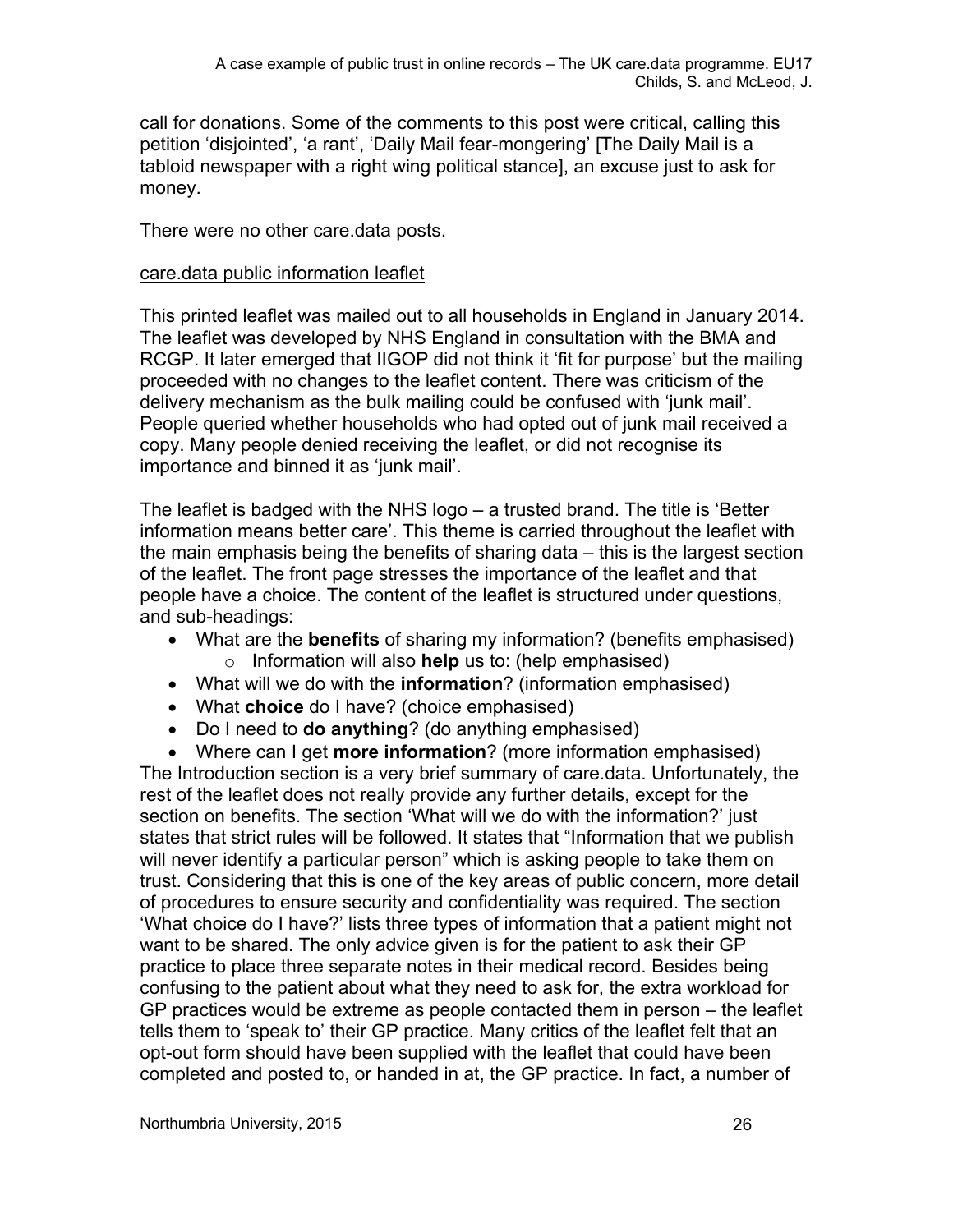call for donations. Some of the comments to this post were critical, calling this petition 'disjointed', 'a rant', 'Daily Mail fear-mongering' [The Daily Mail is a tabloid newspaper with a right wing political stance], an excuse just to ask for money.

There were no other care.data posts.

<u>care.data public information leaflet</u>

This printed leaflet was mailed out to all households in England in January 2014. The leaflet was developed by NHS England in consultation with the BMA and RCGP. It later emerged that IIGOP did not think it 'fit for purpose' but the mailing proceeded with no changes to the leaflet content. There was criticism of the delivery mechanism as the bulk mailing could be confused with 'junk mail'. People queried whether households who had opted out of junk mail received a copy. Many people denied receiving the leaflet, or did not recognise its importance and binned it as 'junk mail'.

The leaflet is badged with the NHS logo – a trusted brand. The title is 'Better information means better care'. This theme is carried throughout the leaflet with the main emphasis being the benefits of sharing data – this is the largest section of the leaflet. The front page stresses the importance of the leaflet and that people have a choice. The content of the leaflet is structured under questions, and sub-headings:

- What are the **benefits** of sharing my information? (benefits emphasised)
    - Information will also **help** us to: (help emphasised)
- What will we do with the **information**? (information emphasised)
- What **choice** do I have? (choice emphasised)
- Do I need to **do anything**? (do anything emphasised)
- Where can I get **more information**? (more information emphasised)

The Introduction section is a very brief summary of care.data. Unfortunately, the rest of the leaflet does not really provide any further details, except for the section on benefits. The section 'What will we do with the information?' just states that strict rules will be followed. It states that "Information that we publish will never identify a particular person" which is asking people to take them on trust. Considering that this is one of the key areas of public concern, more detail of procedures to ensure security and confidentiality was required. The section 'What choice do I have?' lists three types of information that a patient might not want to be shared. The only advice given is for the patient to ask their GP practice to place three separate notes in their medical record. Besides being confusing to the patient about what they need to ask for, the extra workload for GP practices would be extreme as people contacted them in person – the leaflet tells them to 'speak to' their GP practice. Many critics of the leaflet felt that an opt-out form should have been supplied with the leaflet that could have been completed and posted to, or handed in at, the GP practice. In fact, a number of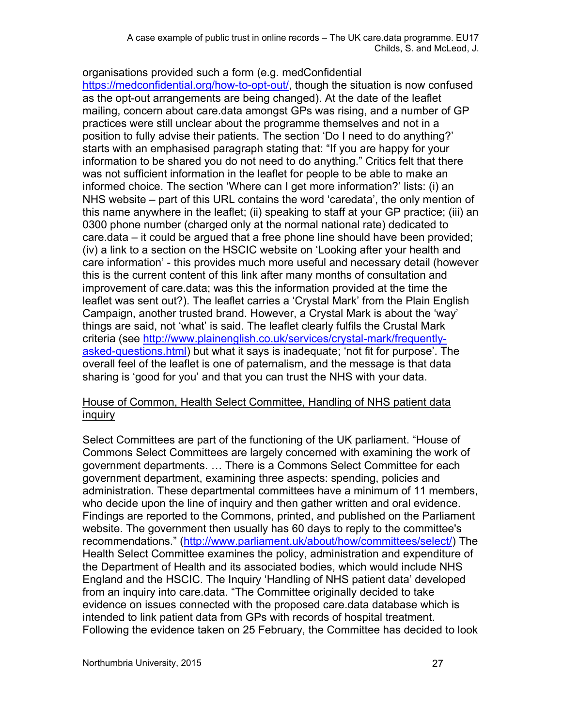organisations provided such a form (e.g. medConfidential https://medconfidential.org/how-to-opt-out/, though the situation is now confused as the opt-out arrangements are being changed). At the date of the leaflet mailing, concern about care.data amongst GPs was rising, and a number of GP practices were still unclear about the programme themselves and not in a position to fully advise their patients. The section 'Do I need to do anything?' starts with an emphasised paragraph stating that: "If you are happy for your information to be shared you do not need to do anything." Critics felt that there was not sufficient information in the leaflet for people to be able to make an informed choice. The section 'Where can I get more information?' lists: (i) an NHS website – part of this URL contains the word 'caredata', the only mention of this name anywhere in the leaflet; (ii) speaking to staff at your GP practice; (iii) an 0300 phone number (charged only at the normal national rate) dedicated to care.data – it could be argued that a free phone line should have been provided; (iv) a link to a section on the HSCIC website on 'Looking after your health and care information' - this provides much more useful and necessary detail (however this is the current content of this link after many months of consultation and improvement of care.data; was this the information provided at the time the leaflet was sent out?). The leaflet carries a 'Crystal Mark' from the Plain English Campaign, another trusted brand. However, a Crystal Mark is about the 'way' things are said, not 'what' is said. The leaflet clearly fulfils the Crustal Mark criteria (see http://www.plainenglish.co.uk/services/crystal-mark/frequently-asked-questions.html) but what it says is inadequate; 'not fit for purpose'. The overall feel of the leaflet is one of paternalism, and the message is that data sharing is 'good for you' and that you can trust the NHS with your data.

House of Common, Health Select Committee, Handling of NHS patient data inquiry

Select Committees are part of the functioning of the UK parliament. "House of Commons Select Committees are largely concerned with examining the work of government departments. … There is a Commons Select Committee for each government department, examining three aspects: spending, policies and administration. These departmental committees have a minimum of 11 members, who decide upon the line of inquiry and then gather written and oral evidence. Findings are reported to the Commons, printed, and published on the Parliament website. The government then usually has 60 days to reply to the committee's recommendations." (http://www.parliament.uk/about/how/committees/select/) The Health Select Committee examines the policy, administration and expenditure of the Department of Health and its associated bodies, which would include NHS England and the HSCIC. The Inquiry 'Handling of NHS patient data' developed from an inquiry into care.data. "The Committee originally decided to take evidence on issues connected with the proposed care.data database which is intended to link patient data from GPs with records of hospital treatment. Following the evidence taken on 25 February, the Committee has decided to look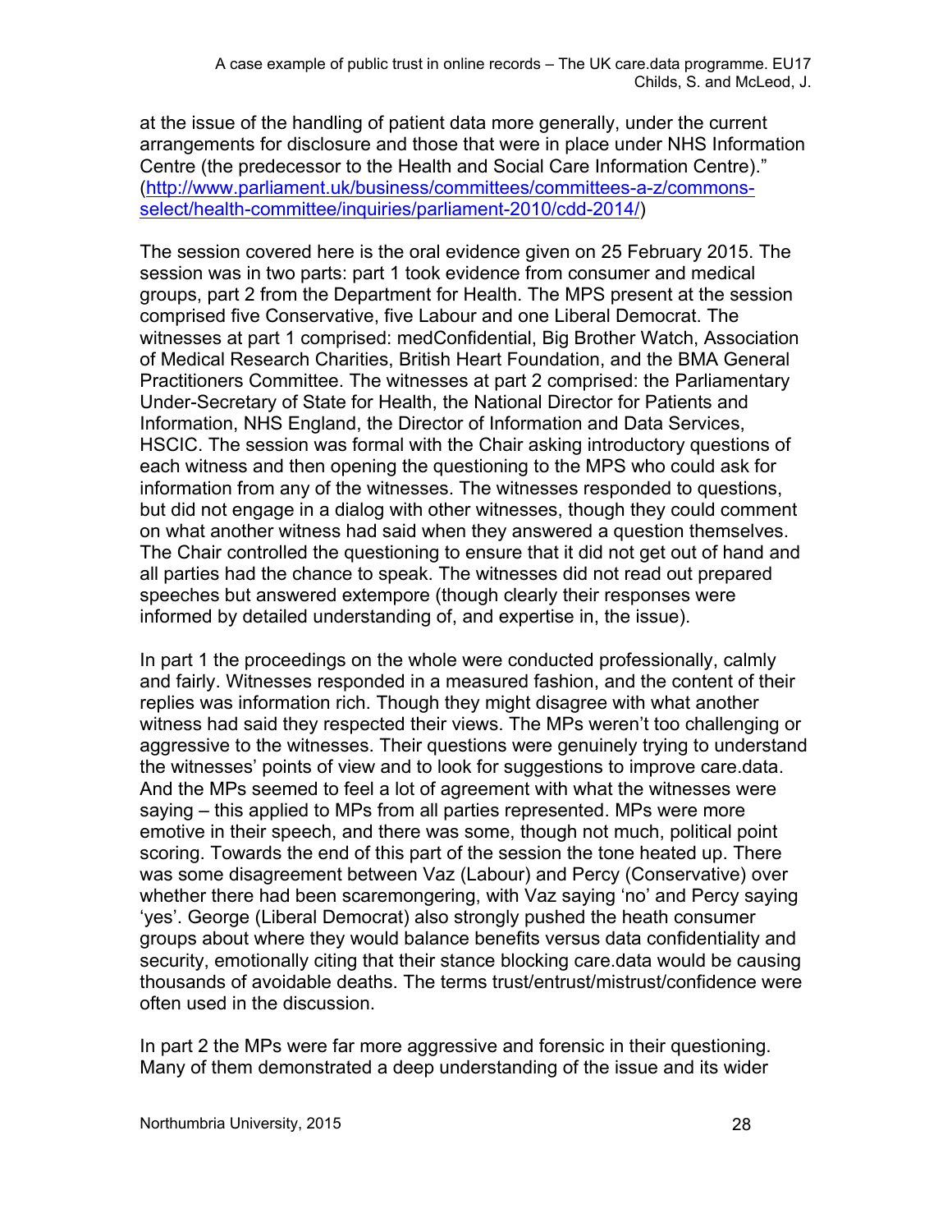at the issue of the handling of patient data more generally, under the current arrangements for disclosure and those that were in place under NHS Information Centre (the predecessor to the Health and Social Care Information Centre)." (http://www.parliament.uk/business/committees/committees-a-z/commons-select/health-committee/inquiries/parliament-2010/cdd-2014/)

The session covered here is the oral evidence given on 25 February 2015. The session was in two parts: part 1 took evidence from consumer and medical groups, part 2 from the Department for Health. The MPS present at the session comprised five Conservative, five Labour and one Liberal Democrat. The witnesses at part 1 comprised: medConfidential, Big Brother Watch, Association of Medical Research Charities, British Heart Foundation, and the BMA General Practitioners Committee. The witnesses at part 2 comprised: the Parliamentary Under-Secretary of State for Health, the National Director for Patients and Information, NHS England, the Director of Information and Data Services, HSCIC. The session was formal with the Chair asking introductory questions of each witness and then opening the questioning to the MPS who could ask for information from any of the witnesses. The witnesses responded to questions, but did not engage in a dialog with other witnesses, though they could comment on what another witness had said when they answered a question themselves. The Chair controlled the questioning to ensure that it did not get out of hand and all parties had the chance to speak. The witnesses did not read out prepared speeches but answered extempore (though clearly their responses were informed by detailed understanding of, and expertise in, the issue).

In part 1 the proceedings on the whole were conducted professionally, calmly and fairly. Witnesses responded in a measured fashion, and the content of their replies was information rich. Though they might disagree with what another witness had said they respected their views. The MPs weren't too challenging or aggressive to the witnesses. Their questions were genuinely trying to understand the witnesses' points of view and to look for suggestions to improve care.data. And the MPs seemed to feel a lot of agreement with what the witnesses were saying – this applied to MPs from all parties represented. MPs were more emotive in their speech, and there was some, though not much, political point scoring. Towards the end of this part of the session the tone heated up. There was some disagreement between Vaz (Labour) and Percy (Conservative) over whether there had been scaremongering, with Vaz saying 'no' and Percy saying 'yes'. George (Liberal Democrat) also strongly pushed the heath consumer groups about where they would balance benefits versus data confidentiality and security, emotionally citing that their stance blocking care.data would be causing thousands of avoidable deaths. The terms trust/entrust/mistrust/confidence were often used in the discussion.

In part 2 the MPs were far more aggressive and forensic in their questioning. Many of them demonstrated a deep understanding of the issue and its wider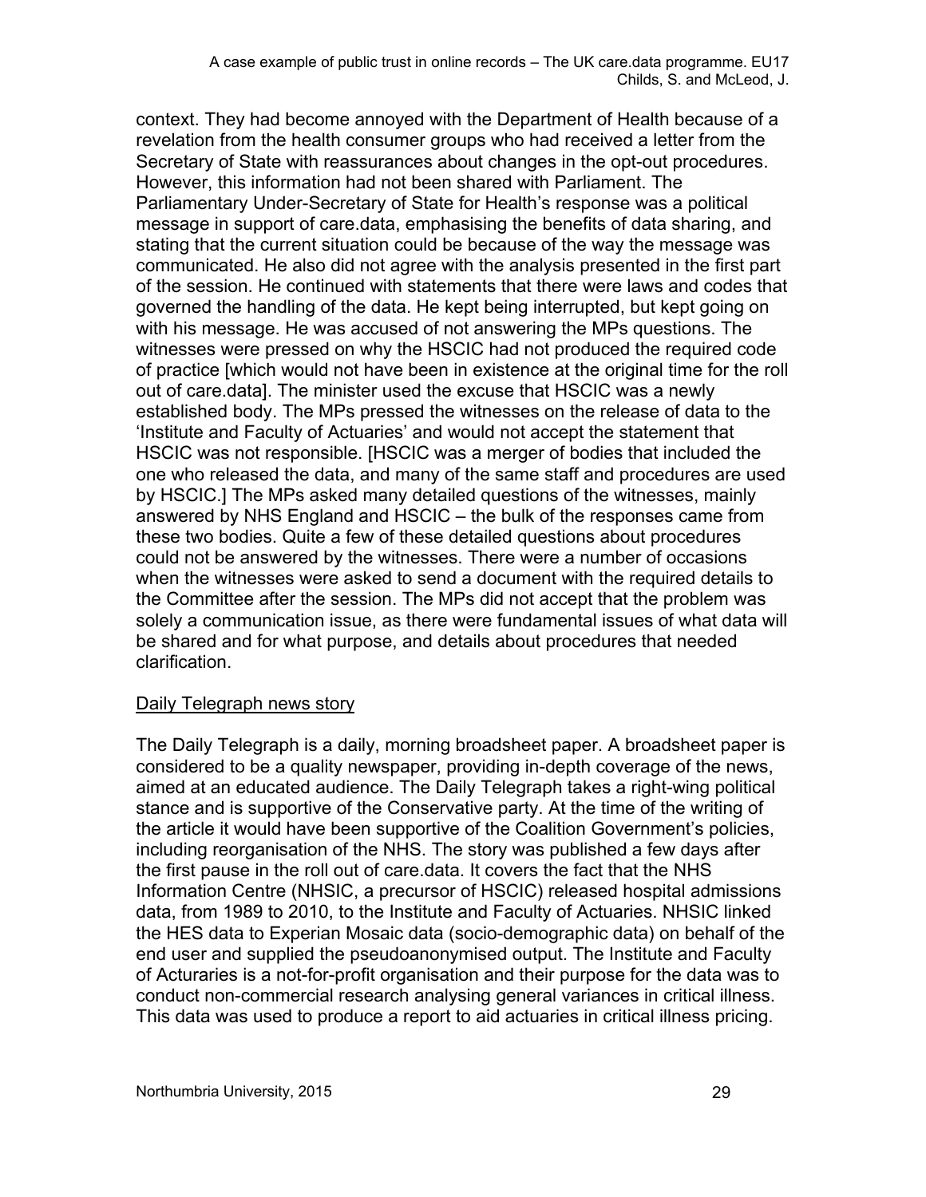context. They had become annoyed with the Department of Health because of a revelation from the health consumer groups who had received a letter from the Secretary of State with reassurances about changes in the opt-out procedures. However, this information had not been shared with Parliament. The Parliamentary Under-Secretary of State for Health's response was a political message in support of care.data, emphasising the benefits of data sharing, and stating that the current situation could be because of the way the message was communicated. He also did not agree with the analysis presented in the first part of the session. He continued with statements that there were laws and codes that governed the handling of the data. He kept being interrupted, but kept going on with his message. He was accused of not answering the MPs questions. The witnesses were pressed on why the HSCIC had not produced the required code of practice [which would not have been in existence at the original time for the roll out of care.data]. The minister used the excuse that HSCIC was a newly established body. The MPs pressed the witnesses on the release of data to the 'Institute and Faculty of Actuaries' and would not accept the statement that HSCIC was not responsible. [HSCIC was a merger of bodies that included the one who released the data, and many of the same staff and procedures are used by HSCIC.] The MPs asked many detailed questions of the witnesses, mainly answered by NHS England and HSCIC – the bulk of the responses came from these two bodies. Quite a few of these detailed questions about procedures could not be answered by the witnesses. There were a number of occasions when the witnesses were asked to send a document with the required details to the Committee after the session. The MPs did not accept that the problem was solely a communication issue, as there were fundamental issues of what data will be shared and for what purpose, and details about procedures that needed clarification.

<u>Daily Telegraph news story</u>

The Daily Telegraph is a daily, morning broadsheet paper. A broadsheet paper is considered to be a quality newspaper, providing in-depth coverage of the news, aimed at an educated audience. The Daily Telegraph takes a right-wing political stance and is supportive of the Conservative party. At the time of the writing of the article it would have been supportive of the Coalition Government's policies, including reorganisation of the NHS. The story was published a few days after the first pause in the roll out of care.data. It covers the fact that the NHS Information Centre (NHSIC, a precursor of HSCIC) released hospital admissions data, from 1989 to 2010, to the Institute and Faculty of Actuaries. NHSIC linked the HES data to Experian Mosaic data (socio-demographic data) on behalf of the end user and supplied the pseudoanonymised output. The Institute and Faculty of Acturaries is a not-for-profit organisation and their purpose for the data was to conduct non-commercial research analysing general variances in critical illness. This data was used to produce a report to aid actuaries in critical illness pricing.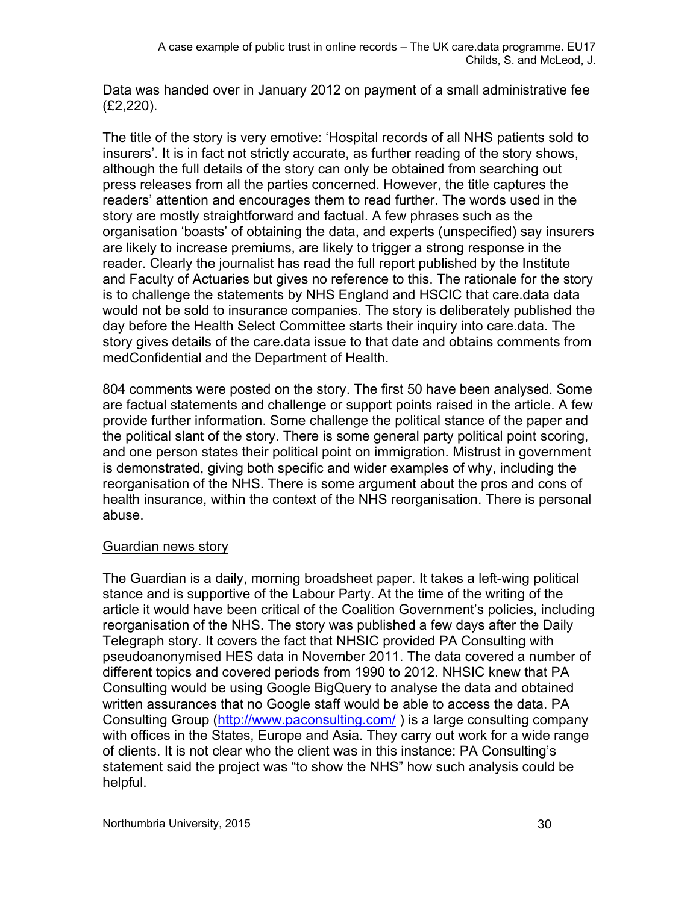Data was handed over in January 2012 on payment of a small administrative fee (£2,220).

The title of the story is very emotive: 'Hospital records of all NHS patients sold to insurers'. It is in fact not strictly accurate, as further reading of the story shows, although the full details of the story can only be obtained from searching out press releases from all the parties concerned. However, the title captures the readers' attention and encourages them to read further. The words used in the story are mostly straightforward and factual. A few phrases such as the organisation 'boasts' of obtaining the data, and experts (unspecified) say insurers are likely to increase premiums, are likely to trigger a strong response in the reader. Clearly the journalist has read the full report published by the Institute and Faculty of Actuaries but gives no reference to this. The rationale for the story is to challenge the statements by NHS England and HSCIC that care.data data would not be sold to insurance companies. The story is deliberately published the day before the Health Select Committee starts their inquiry into care.data. The story gives details of the care.data issue to that date and obtains comments from medConfidential and the Department of Health.

804 comments were posted on the story. The first 50 have been analysed. Some are factual statements and challenge or support points raised in the article. A few provide further information. Some challenge the political stance of the paper and the political slant of the story. There is some general party political point scoring, and one person states their political point on immigration. Mistrust in government is demonstrated, giving both specific and wider examples of why, including the reorganisation of the NHS. There is some argument about the pros and cons of health insurance, within the context of the NHS reorganisation. There is personal abuse.

<u>Guardian news story</u>

The Guardian is a daily, morning broadsheet paper. It takes a left-wing political stance and is supportive of the Labour Party. At the time of the writing of the article it would have been critical of the Coalition Government's policies, including reorganisation of the NHS. The story was published a few days after the Daily Telegraph story. It covers the fact that NHSIC provided PA Consulting with pseudoanonymised HES data in November 2011. The data covered a number of different topics and covered periods from 1990 to 2012. NHSIC knew that PA Consulting would be using Google BigQuery to analyse the data and obtained written assurances that no Google staff would be able to access the data. PA Consulting Group (http://www.paconsulting.com/ ) is a large consulting company with offices in the States, Europe and Asia. They carry out work for a wide range of clients. It is not clear who the client was in this instance: PA Consulting's statement said the project was "to show the NHS" how such analysis could be helpful.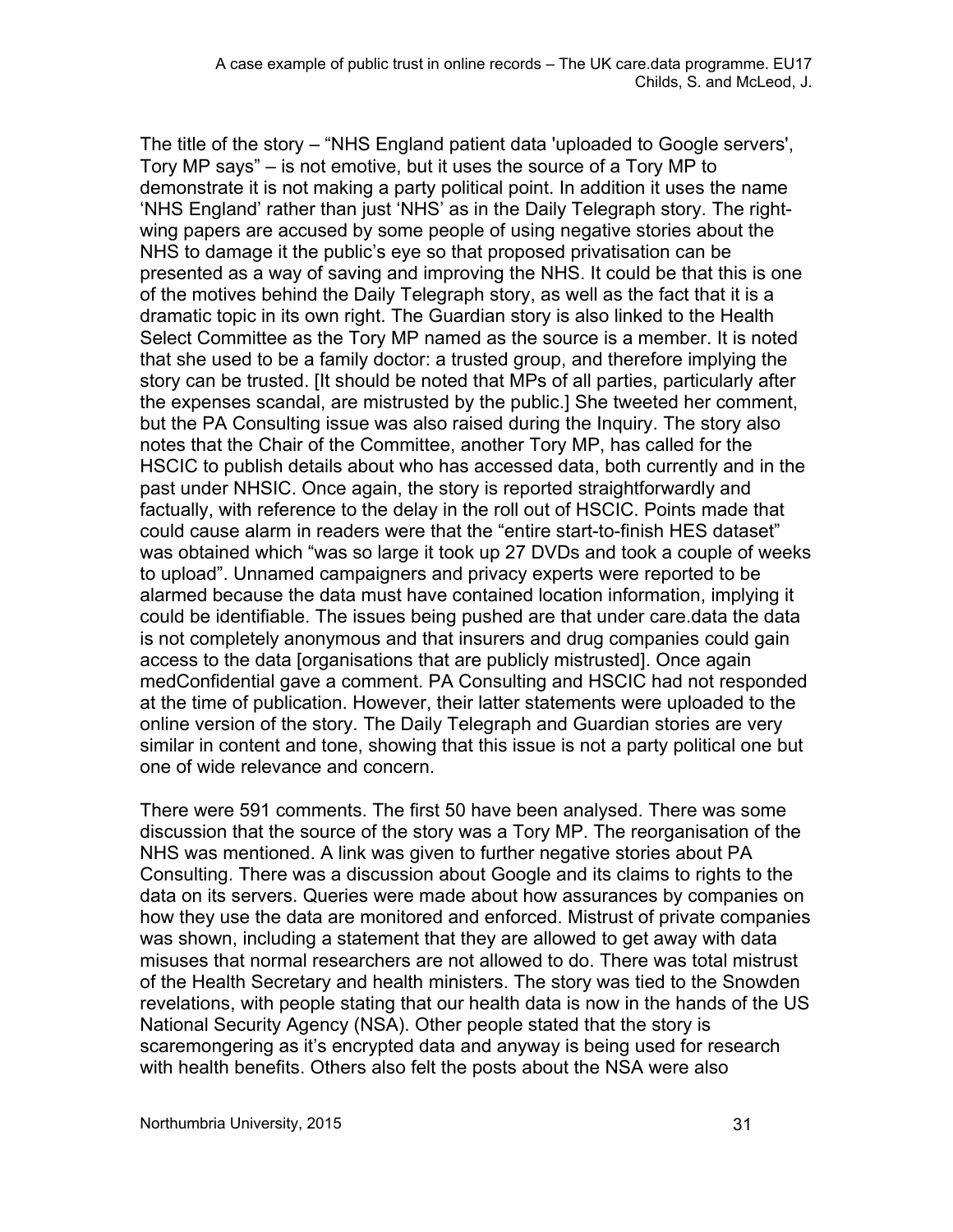The title of the story – "NHS England patient data 'uploaded to Google servers', Tory MP says" – is not emotive, but it uses the source of a Tory MP to demonstrate it is not making a party political point. In addition it uses the name 'NHS England' rather than just 'NHS' as in the Daily Telegraph story. The right-wing papers are accused by some people of using negative stories about the NHS to damage it the public's eye so that proposed privatisation can be presented as a way of saving and improving the NHS. It could be that this is one of the motives behind the Daily Telegraph story, as well as the fact that it is a dramatic topic in its own right. The Guardian story is also linked to the Health Select Committee as the Tory MP named as the source is a member. It is noted that she used to be a family doctor: a trusted group, and therefore implying the story can be trusted. [It should be noted that MPs of all parties, particularly after the expenses scandal, are mistrusted by the public.] She tweeted her comment, but the PA Consulting issue was also raised during the Inquiry. The story also notes that the Chair of the Committee, another Tory MP, has called for the HSCIC to publish details about who has accessed data, both currently and in the past under NHSIC. Once again, the story is reported straightforwardly and factually, with reference to the delay in the roll out of HSCIC. Points made that could cause alarm in readers were that the "entire start-to-finish HES dataset" was obtained which "was so large it took up 27 DVDs and took a couple of weeks to upload". Unnamed campaigners and privacy experts were reported to be alarmed because the data must have contained location information, implying it could be identifiable. The issues being pushed are that under care.data the data is not completely anonymous and that insurers and drug companies could gain access to the data [organisations that are publicly mistrusted]. Once again medConfidential gave a comment. PA Consulting and HSCIC had not responded at the time of publication. However, their latter statements were uploaded to the online version of the story. The Daily Telegraph and Guardian stories are very similar in content and tone, showing that this issue is not a party political one but one of wide relevance and concern.

There were 591 comments. The first 50 have been analysed. There was some discussion that the source of the story was a Tory MP. The reorganisation of the NHS was mentioned. A link was given to further negative stories about PA Consulting. There was a discussion about Google and its claims to rights to the data on its servers. Queries were made about how assurances by companies on how they use the data are monitored and enforced. Mistrust of private companies was shown, including a statement that they are allowed to get away with data misuses that normal researchers are not allowed to do. There was total mistrust of the Health Secretary and health ministers. The story was tied to the Snowden revelations, with people stating that our health data is now in the hands of the US National Security Agency (NSA). Other people stated that the story is scaremongering as it's encrypted data and anyway is being used for research with health benefits. Others also felt the posts about the NSA were also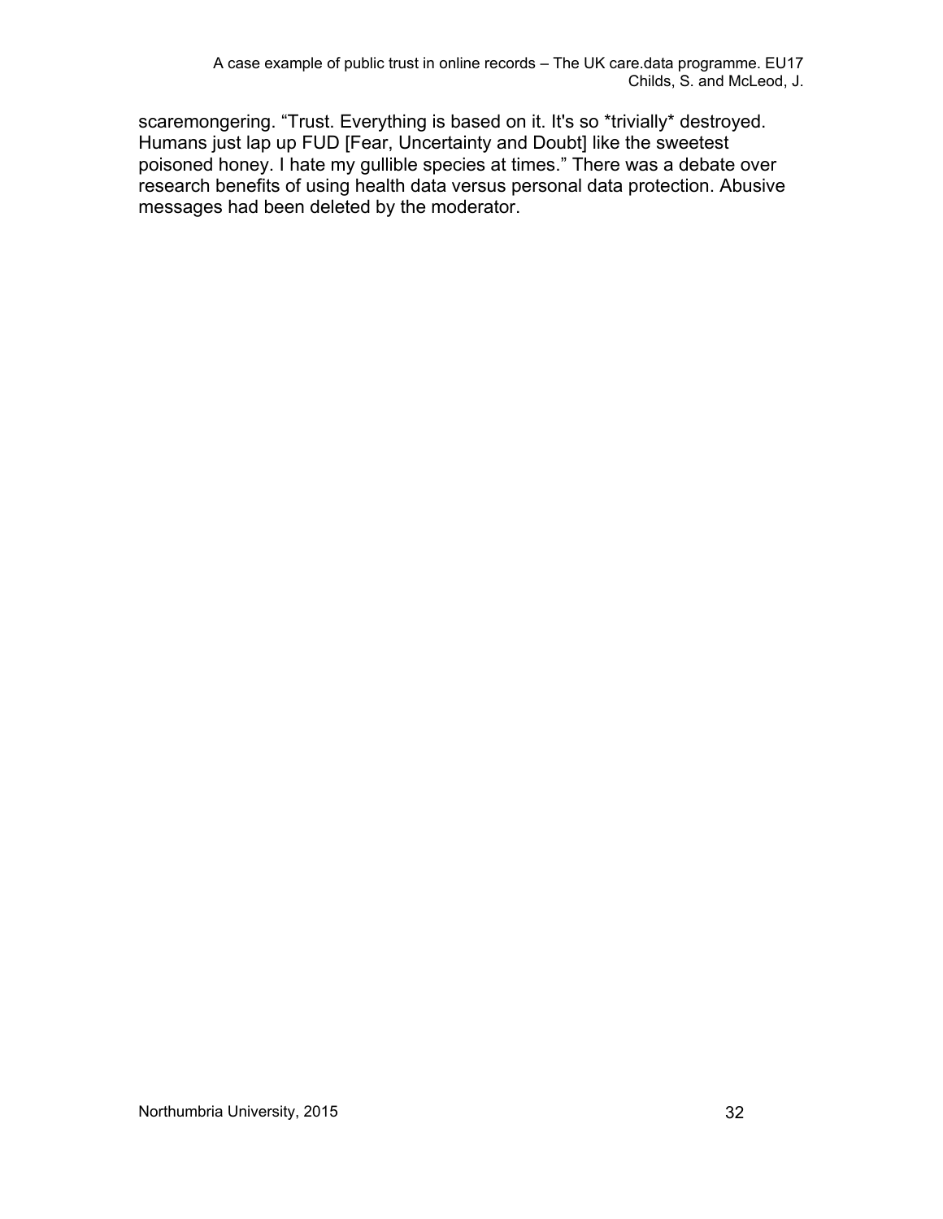scaremongering. “Trust. Everything is based on it. It's so *trivially* destroyed. Humans just lap up FUD [Fear, Uncertainty and Doubt] like the sweetest poisoned honey. I hate my gullible species at times.” There was a debate over research benefits of using health data versus personal data protection. Abusive messages had been deleted by the moderator.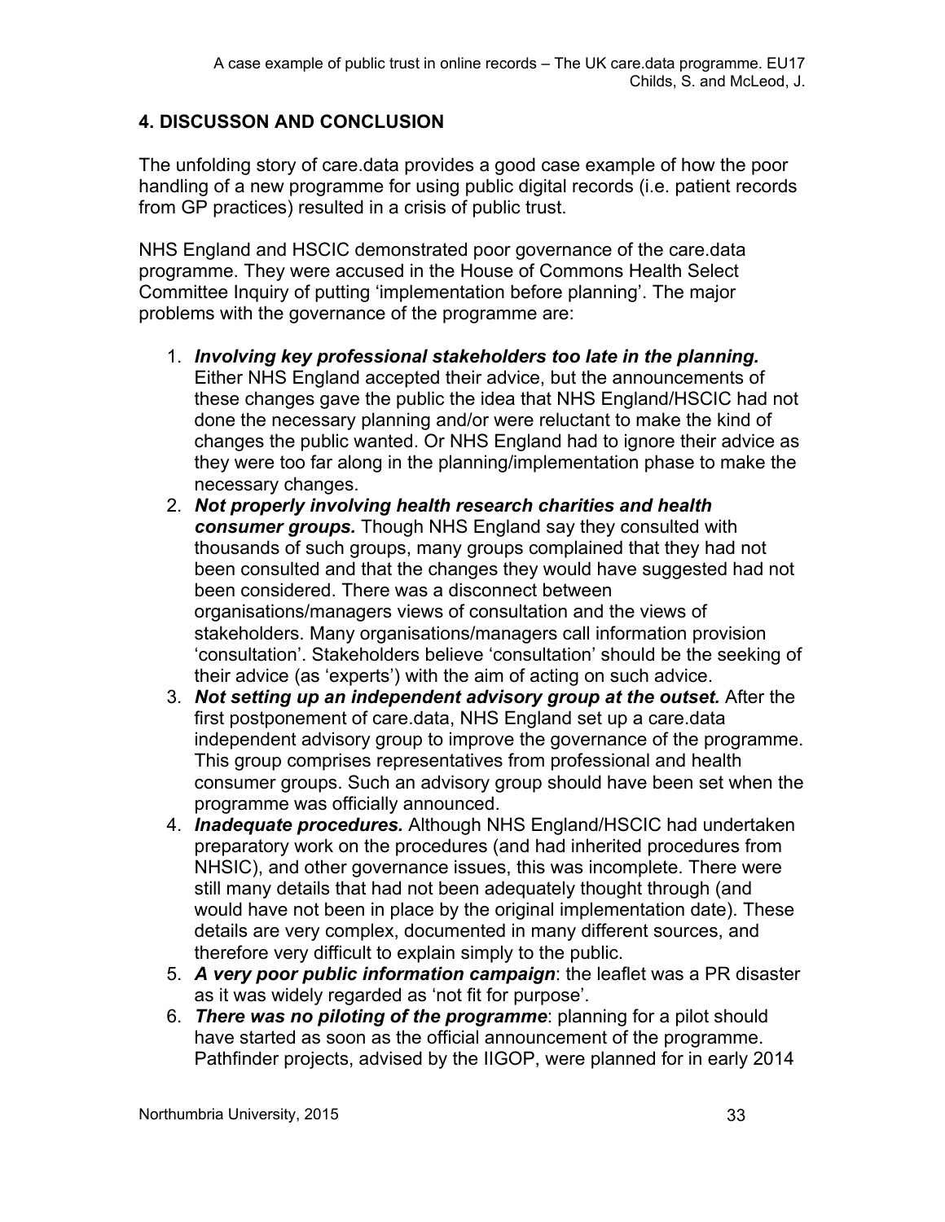## 4. DISCUSSON AND CONCLUSION

The unfolding story of care.data provides a good case example of how the poor handling of a new programme for using public digital records (i.e. patient records from GP practices) resulted in a crisis of public trust.

NHS England and HSCIC demonstrated poor governance of the care.data programme. They were accused in the House of Commons Health Select Committee Inquiry of putting 'implementation before planning'. The major problems with the governance of the programme are:

1. ***Involving key professional stakeholders too late in the planning.*** Either NHS England accepted their advice, but the announcements of these changes gave the public the idea that NHS England/HSCIC had not done the necessary planning and/or were reluctant to make the kind of changes the public wanted. Or NHS England had to ignore their advice as they were too far along in the planning/implementation phase to make the necessary changes.
2. ***Not properly involving health research charities and health consumer groups.*** Though NHS England say they consulted with thousands of such groups, many groups complained that they had not been consulted and that the changes they would have suggested had not been considered. There was a disconnect between organisations/managers views of consultation and the views of stakeholders. Many organisations/managers call information provision 'consultation'. Stakeholders believe 'consultation' should be the seeking of their advice (as 'experts') with the aim of acting on such advice.
3. ***Not setting up an independent advisory group at the outset.*** After the first postponement of care.data, NHS England set up a care.data independent advisory group to improve the governance of the programme. This group comprises representatives from professional and health consumer groups. Such an advisory group should have been set when the programme was officially announced.
4. ***Inadequate procedures.*** Although NHS England/HSCIC had undertaken preparatory work on the procedures (and had inherited procedures from NHSIC), and other governance issues, this was incomplete. There were still many details that had not been adequately thought through (and would have not been in place by the original implementation date). These details are very complex, documented in many different sources, and therefore very difficult to explain simply to the public.
5. ***A very poor public information campaign***: the leaflet was a PR disaster as it was widely regarded as 'not fit for purpose'.
6. ***There was no piloting of the programme***: planning for a pilot should have started as soon as the official announcement of the programme. Pathfinder projects, advised by the IIGOP, were planned for in early 2014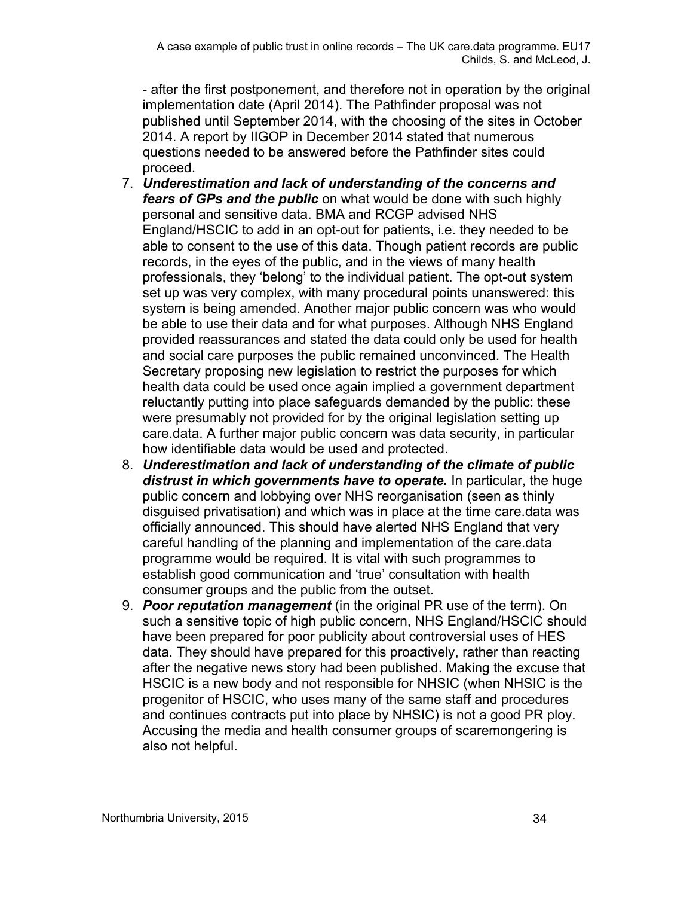- after the first postponement, and therefore not in operation by the original implementation date (April 2014). The Pathfinder proposal was not published until September 2014, with the choosing of the sites in October 2014. A report by IIGOP in December 2014 stated that numerous questions needed to be answered before the Pathfinder sites could proceed.

7. ***Underestimation and lack of understanding of the concerns and fears of GPs and the public*** on what would be done with such highly personal and sensitive data. BMA and RCGP advised NHS England/HSCIC to add in an opt-out for patients, i.e. they needed to be able to consent to the use of this data. Though patient records are public records, in the eyes of the public, and in the views of many health professionals, they 'belong' to the individual patient. The opt-out system set up was very complex, with many procedural points unanswered: this system is being amended. Another major public concern was who would be able to use their data and for what purposes. Although NHS England provided reassurances and stated the data could only be used for health and social care purposes the public remained unconvinced. The Health Secretary proposing new legislation to restrict the purposes for which health data could be used once again implied a government department reluctantly putting into place safeguards demanded by the public: these were presumably not provided for by the original legislation setting up care.data. A further major public concern was data security, in particular how identifiable data would be used and protected.
8. ***Underestimation and lack of understanding of the climate of public distrust in which governments have to operate.*** In particular, the huge public concern and lobbying over NHS reorganisation (seen as thinly disguised privatisation) and which was in place at the time care.data was officially announced. This should have alerted NHS England that very careful handling of the planning and implementation of the care.data programme would be required. It is vital with such programmes to establish good communication and 'true' consultation with health consumer groups and the public from the outset.
9. ***Poor reputation management*** (in the original PR use of the term). On such a sensitive topic of high public concern, NHS England/HSCIC should have been prepared for poor publicity about controversial uses of HES data. They should have prepared for this proactively, rather than reacting after the negative news story had been published. Making the excuse that HSCIC is a new body and not responsible for NHSIC (when NHSIC is the progenitor of HSCIC, who uses many of the same staff and procedures and continues contracts put into place by NHSIC) is not a good PR ploy. Accusing the media and health consumer groups of scaremongering is also not helpful.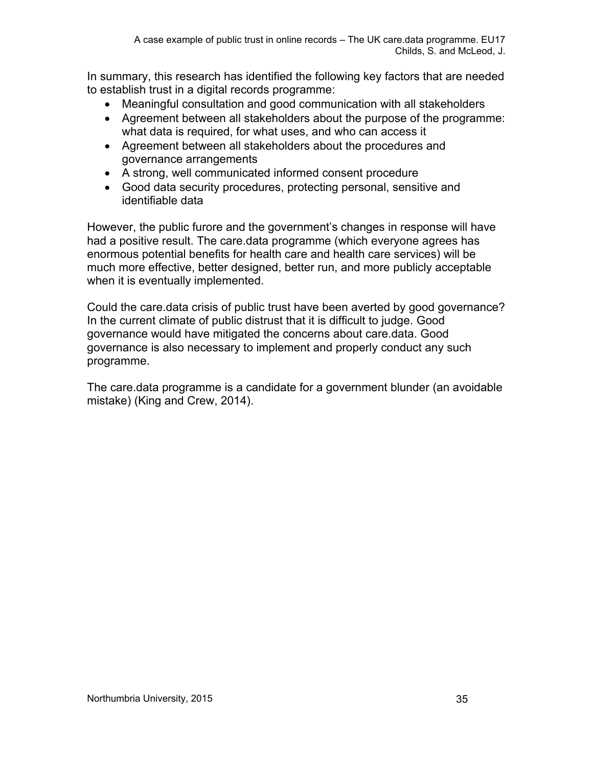In summary, this research has identified the following key factors that are needed to establish trust in a digital records programme:

- Meaningful consultation and good communication with all stakeholders
- Agreement between all stakeholders about the purpose of the programme: what data is required, for what uses, and who can access it
- Agreement between all stakeholders about the procedures and governance arrangements
- A strong, well communicated informed consent procedure
- Good data security procedures, protecting personal, sensitive and identifiable data

However, the public furore and the government's changes in response will have had a positive result. The care.data programme (which everyone agrees has enormous potential benefits for health care and health care services) will be much more effective, better designed, better run, and more publicly acceptable when it is eventually implemented.

Could the care.data crisis of public trust have been averted by good governance? In the current climate of public distrust that it is difficult to judge. Good governance would have mitigated the concerns about care.data. Good governance is also necessary to implement and properly conduct any such programme.

The care.data programme is a candidate for a government blunder (an avoidable mistake) (King and Crew, 2014).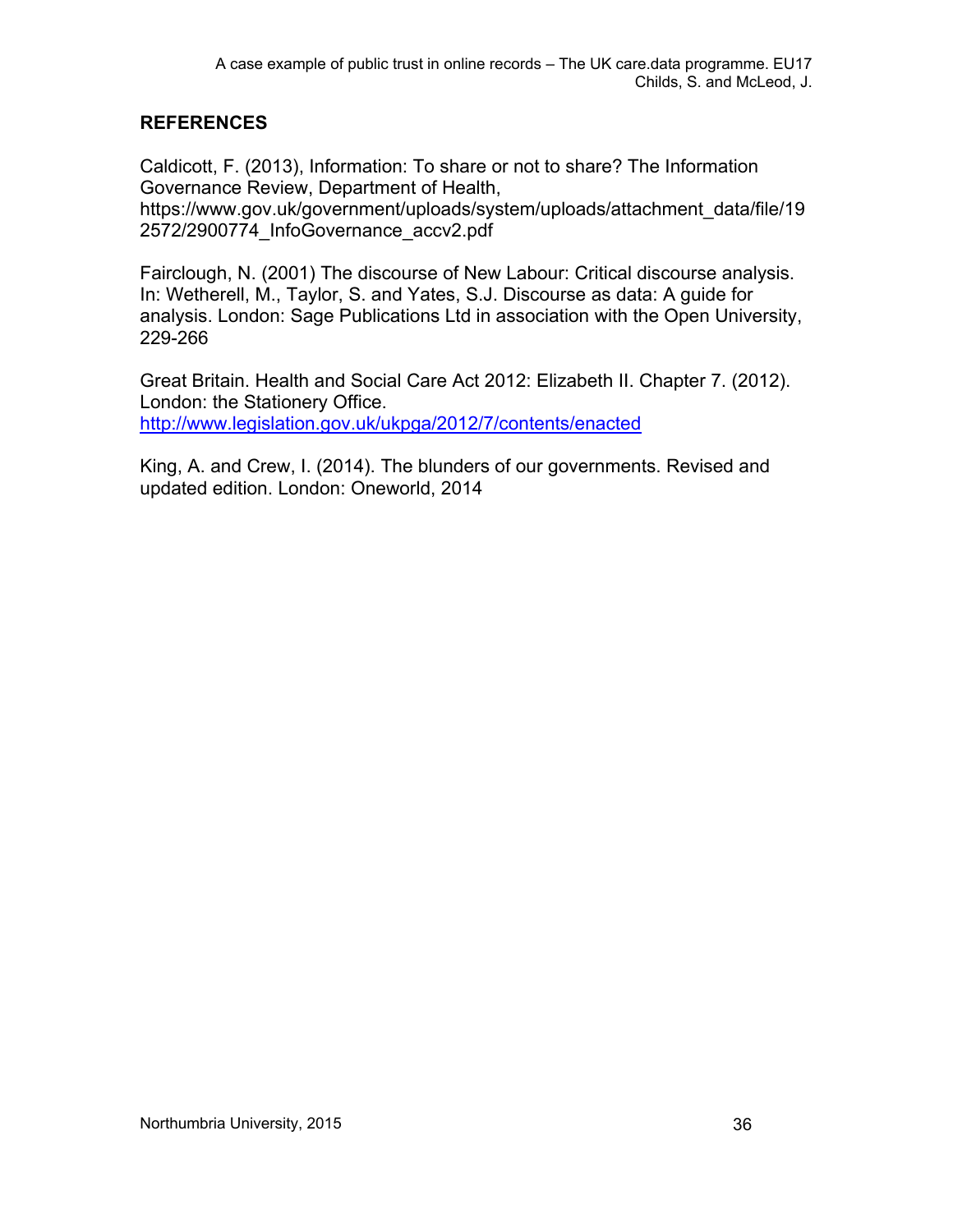## REFERENCES

Caldicott, F. (2013), Information: To share or not to share? The Information Governance Review, Department of Health, https://www.gov.uk/government/uploads/system/uploads/attachment_data/file/192572/2900774_InfoGovernance_accv2.pdf

Fairclough, N. (2001) The discourse of New Labour: Critical discourse analysis. In: Wetherell, M., Taylor, S. and Yates, S.J. Discourse as data: A guide for analysis. London: Sage Publications Ltd in association with the Open University, 229-266

Great Britain. Health and Social Care Act 2012: Elizabeth II. Chapter 7. (2012). London: the Stationery Office. http://www.legislation.gov.uk/ukpga/2012/7/contents/enacted

King, A. and Crew, I. (2014). The blunders of our governments. Revised and updated edition. London: Oneworld, 2014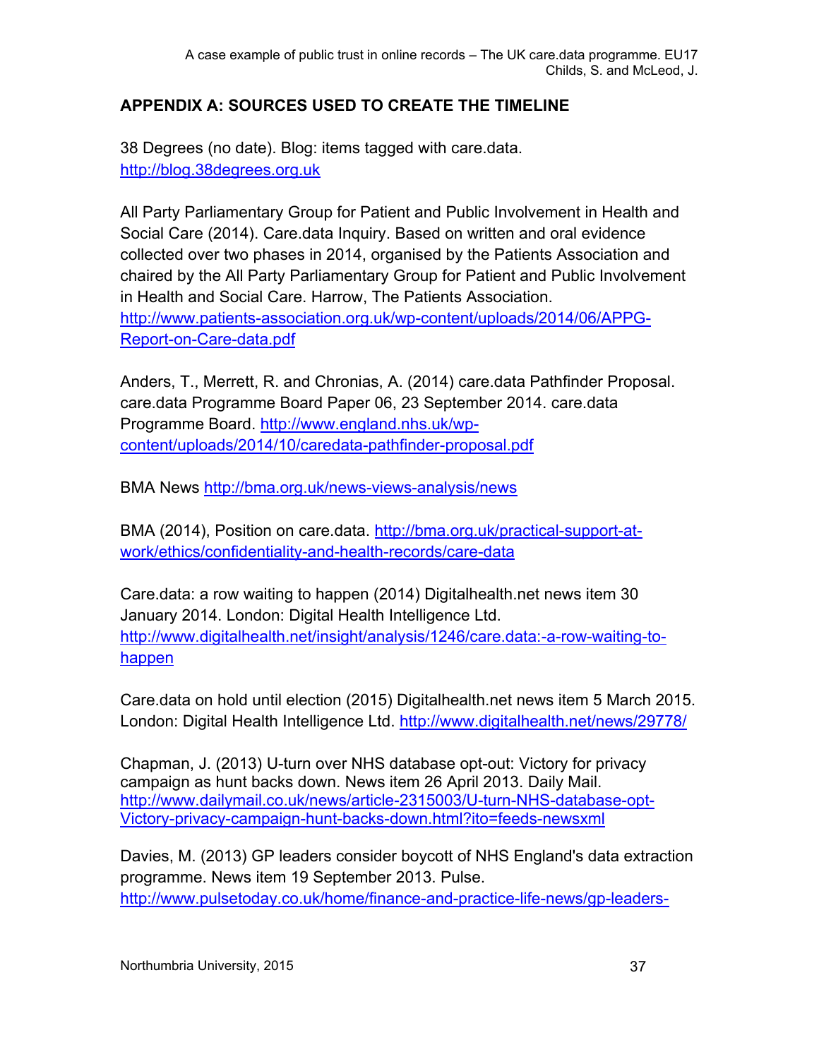## APPENDIX A: SOURCES USED TO CREATE THE TIMELINE

38 Degrees (no date). Blog: items tagged with care.data. http://blog.38degrees.org.uk

All Party Parliamentary Group for Patient and Public Involvement in Health and Social Care (2014). Care.data Inquiry. Based on written and oral evidence collected over two phases in 2014, organised by the Patients Association and chaired by the All Party Parliamentary Group for Patient and Public Involvement in Health and Social Care. Harrow, The Patients Association. http://www.patients-association.org.uk/wp-content/uploads/2014/06/APPG-Report-on-Care-data.pdf

Anders, T., Merrett, R. and Chronias, A. (2014) care.data Pathfinder Proposal. care.data Programme Board Paper 06, 23 September 2014. care.data Programme Board. http://www.england.nhs.uk/wp-content/uploads/2014/10/caredata-pathfinder-proposal.pdf

BMA News http://bma.org.uk/news-views-analysis/news

BMA (2014), Position on care.data. http://bma.org.uk/practical-support-at-work/ethics/confidentiality-and-health-records/care-data

Care.data: a row waiting to happen (2014) Digitalhealth.net news item 30 January 2014. London: Digital Health Intelligence Ltd. http://www.digitalhealth.net/insight/analysis/1246/care.data:-a-row-waiting-to-happen

Care.data on hold until election (2015) Digitalhealth.net news item 5 March 2015. London: Digital Health Intelligence Ltd. http://www.digitalhealth.net/news/29778/

Chapman, J. (2013) U-turn over NHS database opt-out: Victory for privacy campaign as hunt backs down. News item 26 April 2013. Daily Mail. http://www.dailymail.co.uk/news/article-2315003/U-turn-NHS-database-opt-Victory-privacy-campaign-hunt-backs-down.html?ito=feeds-newsxml

Davies, M. (2013) GP leaders consider boycott of NHS England's data extraction programme. News item 19 September 2013. Pulse. http://www.pulsetoday.co.uk/home/finance-and-practice-life-news/gp-leaders-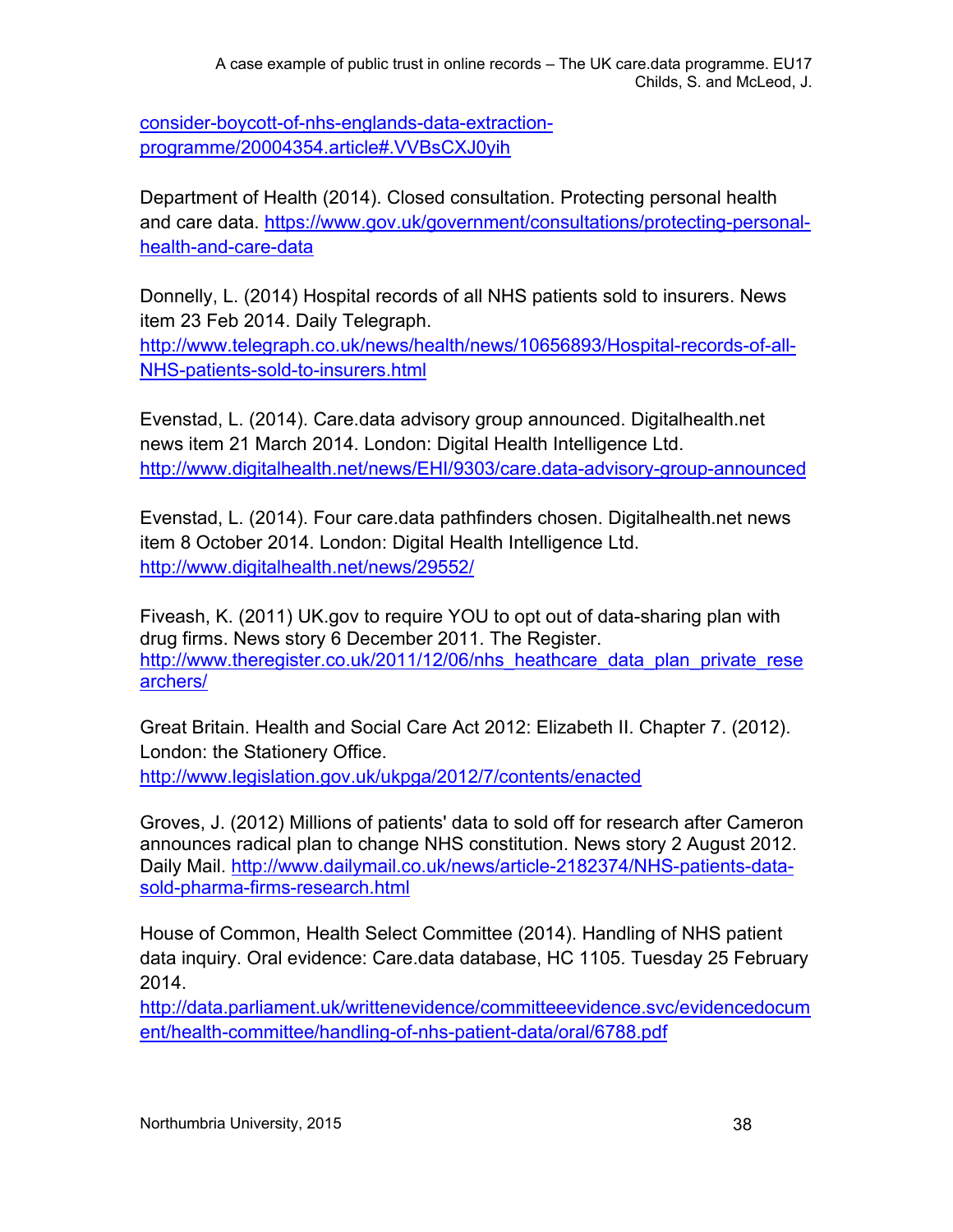consider-boycott-of-nhs-englands-data-extraction-programme/20004354.article#.VVBsCXJ0yih

Department of Health (2014). Closed consultation. Protecting personal health and care data. https://www.gov.uk/government/consultations/protecting-personal-health-and-care-data

Donnelly, L. (2014) Hospital records of all NHS patients sold to insurers. News item 23 Feb 2014. Daily Telegraph. http://www.telegraph.co.uk/news/health/news/10656893/Hospital-records-of-all-NHS-patients-sold-to-insurers.html

Evenstad, L. (2014). Care.data advisory group announced. Digitalhealth.net news item 21 March 2014. London: Digital Health Intelligence Ltd. http://www.digitalhealth.net/news/EHI/9303/care.data-advisory-group-announced

Evenstad, L. (2014). Four care.data pathfinders chosen. Digitalhealth.net news item 8 October 2014. London: Digital Health Intelligence Ltd. http://www.digitalhealth.net/news/29552/

Fiveash, K. (2011) UK.gov to require YOU to opt out of data-sharing plan with drug firms. News story 6 December 2011. The Register. http://www.theregister.co.uk/2011/12/06/nhs_heathcare_data_plan_private_researchers/

Great Britain. Health and Social Care Act 2012: Elizabeth II. Chapter 7. (2012). London: the Stationery Office. http://www.legislation.gov.uk/ukpga/2012/7/contents/enacted

Groves, J. (2012) Millions of patients' data to sold off for research after Cameron announces radical plan to change NHS constitution. News story 2 August 2012. Daily Mail. http://www.dailymail.co.uk/news/article-2182374/NHS-patients-data-sold-pharma-firms-research.html

House of Common, Health Select Committee (2014). Handling of NHS patient data inquiry. Oral evidence: Care.data database, HC 1105. Tuesday 25 February 2014. http://data.parliament.uk/writtenevidence/committeeevidence.svc/evidencedocument/health-committee/handling-of-nhs-patient-data/oral/6788.pdf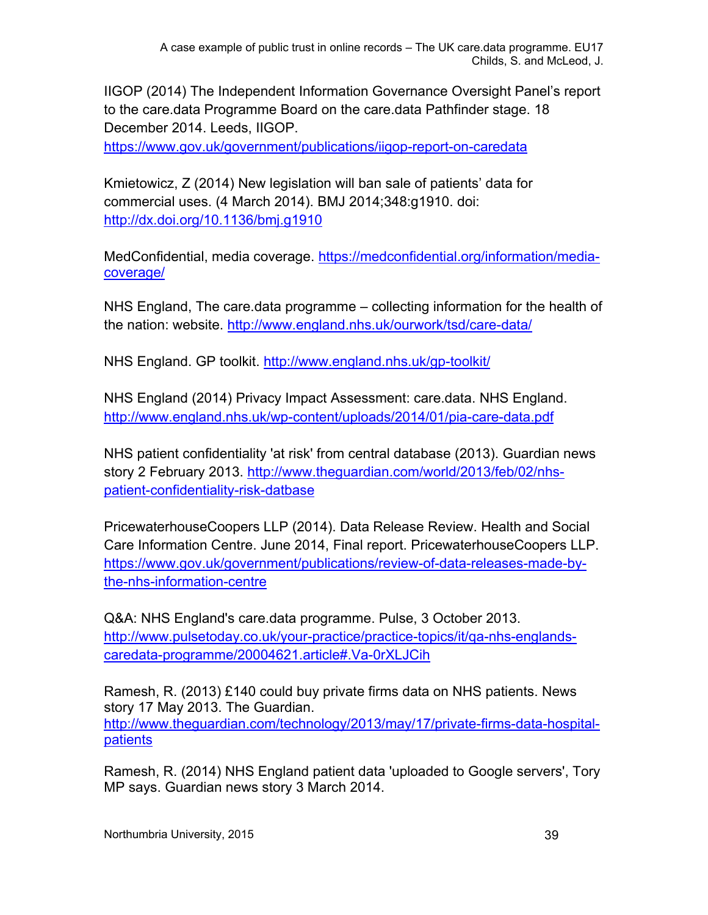IIGOP (2014) The Independent Information Governance Oversight Panel's report to the care.data Programme Board on the care.data Pathfinder stage. 18 December 2014. Leeds, IIGOP. https://www.gov.uk/government/publications/iigop-report-on-caredata

Kmietowicz, Z (2014) New legislation will ban sale of patients' data for commercial uses. (4 March 2014). BMJ 2014;348:g1910. doi: http://dx.doi.org/10.1136/bmj.g1910

MedConfidential, media coverage. https://medconfidential.org/information/media-coverage/

NHS England, The care.data programme – collecting information for the health of the nation: website. http://www.england.nhs.uk/ourwork/tsd/care-data/

NHS England. GP toolkit. http://www.england.nhs.uk/gp-toolkit/

NHS England (2014) Privacy Impact Assessment: care.data. NHS England. http://www.england.nhs.uk/wp-content/uploads/2014/01/pia-care-data.pdf

NHS patient confidentiality 'at risk' from central database (2013). Guardian news story 2 February 2013. http://www.theguardian.com/world/2013/feb/02/nhs-patient-confidentiality-risk-datbase

PricewaterhouseCoopers LLP (2014). Data Release Review. Health and Social Care Information Centre. June 2014, Final report. PricewaterhouseCoopers LLP. https://www.gov.uk/government/publications/review-of-data-releases-made-by-the-nhs-information-centre

Q&A: NHS England's care.data programme. Pulse, 3 October 2013. http://www.pulsetoday.co.uk/your-practice/practice-topics/it/qa-nhs-englands-caredata-programme/20004621.article#.Va-0rXLJCih

Ramesh, R. (2013) £140 could buy private firms data on NHS patients. News story 17 May 2013. The Guardian. http://www.theguardian.com/technology/2013/may/17/private-firms-data-hospital-patients

Ramesh, R. (2014) NHS England patient data 'uploaded to Google servers', Tory MP says. Guardian news story 3 March 2014.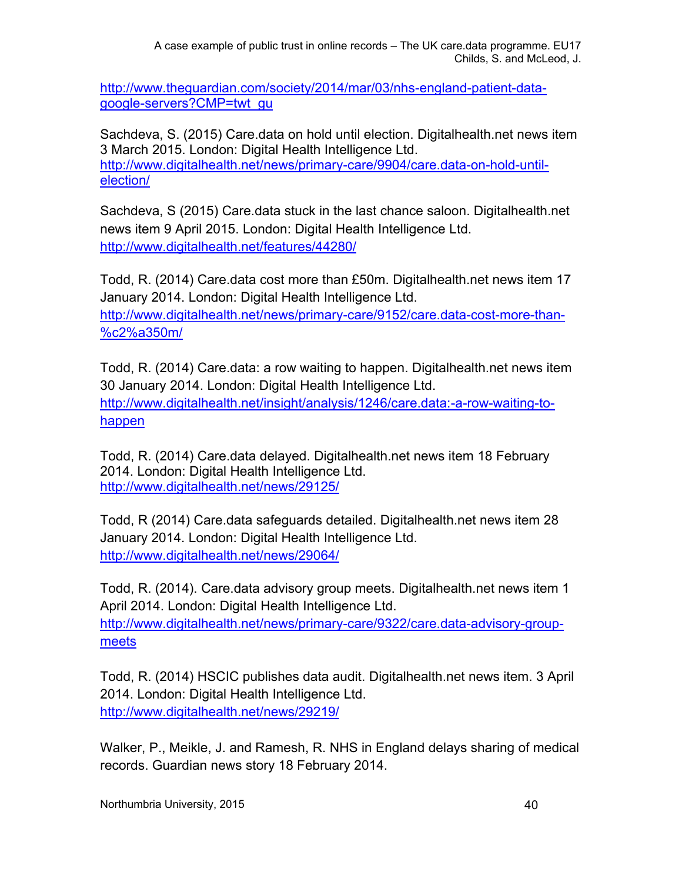http://www.theguardian.com/society/2014/mar/03/nhs-england-patient-data-google-servers?CMP=twt_gu

Sachdeva, S. (2015) Care.data on hold until election. Digitalhealth.net news item 3 March 2015. London: Digital Health Intelligence Ltd. http://www.digitalhealth.net/news/primary-care/9904/care.data-on-hold-until-election/

Sachdeva, S (2015) Care.data stuck in the last chance saloon. Digitalhealth.net news item 9 April 2015. London: Digital Health Intelligence Ltd. http://www.digitalhealth.net/features/44280/

Todd, R. (2014) Care.data cost more than £50m. Digitalhealth.net news item 17 January 2014. London: Digital Health Intelligence Ltd. http://www.digitalhealth.net/news/primary-care/9152/care.data-cost-more-than-%c2%a350m/

Todd, R. (2014) Care.data: a row waiting to happen. Digitalhealth.net news item 30 January 2014. London: Digital Health Intelligence Ltd. http://www.digitalhealth.net/insight/analysis/1246/care.data:-a-row-waiting-to-happen

Todd, R. (2014) Care.data delayed. Digitalhealth.net news item 18 February 2014. London: Digital Health Intelligence Ltd. http://www.digitalhealth.net/news/29125/

Todd, R (2014) Care.data safeguards detailed. Digitalhealth.net news item 28 January 2014. London: Digital Health Intelligence Ltd. http://www.digitalhealth.net/news/29064/

Todd, R. (2014). Care.data advisory group meets. Digitalhealth.net news item 1 April 2014. London: Digital Health Intelligence Ltd. http://www.digitalhealth.net/news/primary-care/9322/care.data-advisory-group-meets

Todd, R. (2014) HSCIC publishes data audit. Digitalhealth.net news item. 3 April 2014. London: Digital Health Intelligence Ltd. http://www.digitalhealth.net/news/29219/

Walker, P., Meikle, J. and Ramesh, R. NHS in England delays sharing of medical records. Guardian news story 18 February 2014.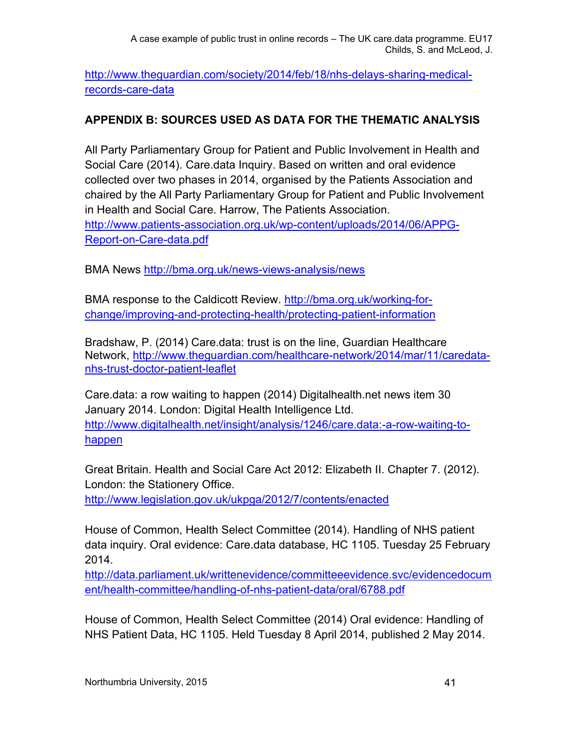http://www.theguardian.com/society/2014/feb/18/nhs-delays-sharing-medical-records-care-data

## APPENDIX B: SOURCES USED AS DATA FOR THE THEMATIC ANALYSIS

All Party Parliamentary Group for Patient and Public Involvement in Health and Social Care (2014). Care.data Inquiry. Based on written and oral evidence collected over two phases in 2014, organised by the Patients Association and chaired by the All Party Parliamentary Group for Patient and Public Involvement in Health and Social Care. Harrow, The Patients Association. http://www.patients-association.org.uk/wp-content/uploads/2014/06/APPG-Report-on-Care-data.pdf

BMA News http://bma.org.uk/news-views-analysis/news

BMA response to the Caldicott Review. http://bma.org.uk/working-for-change/improving-and-protecting-health/protecting-patient-information

Bradshaw, P. (2014) Care.data: trust is on the line, Guardian Healthcare Network, http://www.theguardian.com/healthcare-network/2014/mar/11/caredata-nhs-trust-doctor-patient-leaflet

Care.data: a row waiting to happen (2014) Digitalhealth.net news item 30 January 2014. London: Digital Health Intelligence Ltd. http://www.digitalhealth.net/insight/analysis/1246/care.data:-a-row-waiting-to-happen

Great Britain. Health and Social Care Act 2012: Elizabeth II. Chapter 7. (2012). London: the Stationery Office. http://www.legislation.gov.uk/ukpga/2012/7/contents/enacted

House of Common, Health Select Committee (2014). Handling of NHS patient data inquiry. Oral evidence: Care.data database, HC 1105. Tuesday 25 February 2014. http://data.parliament.uk/writtenevidence/committeeevidence.svc/evidencedocument/health-committee/handling-of-nhs-patient-data/oral/6788.pdf

House of Common, Health Select Committee (2014) Oral evidence: Handling of NHS Patient Data, HC 1105. Held Tuesday 8 April 2014, published 2 May 2014.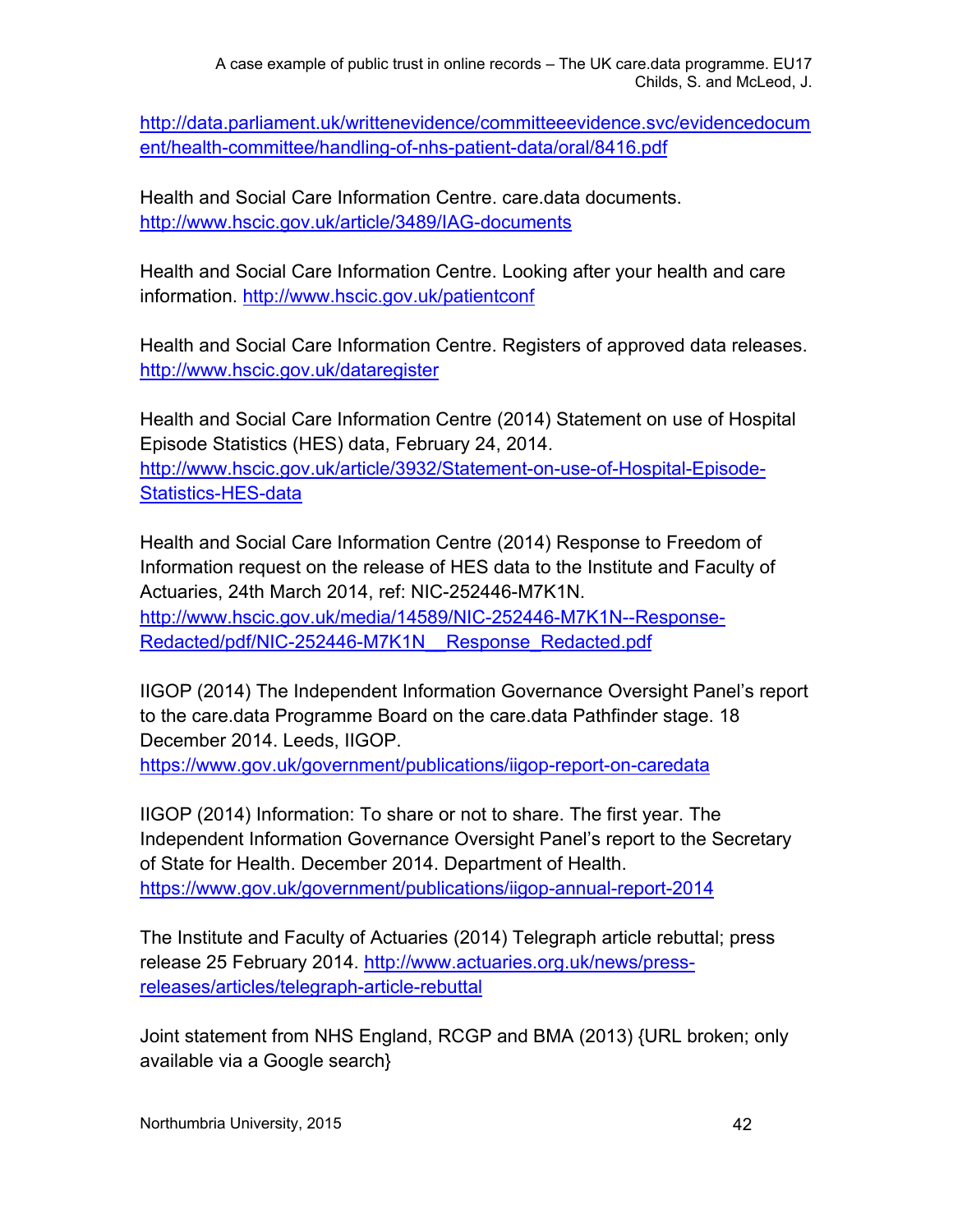http://data.parliament.uk/writtenevidence/committeeevidence.svc/evidencedocument/health-committee/handling-of-nhs-patient-data/oral/8416.pdf

Health and Social Care Information Centre. care.data documents. http://www.hscic.gov.uk/article/3489/IAG-documents

Health and Social Care Information Centre. Looking after your health and care information. http://www.hscic.gov.uk/patientconf

Health and Social Care Information Centre. Registers of approved data releases. http://www.hscic.gov.uk/dataregister

Health and Social Care Information Centre (2014) Statement on use of Hospital Episode Statistics (HES) data, February 24, 2014. http://www.hscic.gov.uk/article/3932/Statement-on-use-of-Hospital-Episode-Statistics-HES-data

Health and Social Care Information Centre (2014) Response to Freedom of Information request on the release of HES data to the Institute and Faculty of Actuaries, 24th March 2014, ref: NIC-252446-M7K1N. http://www.hscic.gov.uk/media/14589/NIC-252446-M7K1N--Response-Redacted/pdf/NIC-252446-M7K1N__Response_Redacted.pdf

IIGOP (2014) The Independent Information Governance Oversight Panel's report to the care.data Programme Board on the care.data Pathfinder stage. 18 December 2014. Leeds, IIGOP. https://www.gov.uk/government/publications/iigop-report-on-caredata

IIGOP (2014) Information: To share or not to share. The first year. The Independent Information Governance Oversight Panel's report to the Secretary of State for Health. December 2014. Department of Health. https://www.gov.uk/government/publications/iigop-annual-report-2014

The Institute and Faculty of Actuaries (2014) Telegraph article rebuttal; press release 25 February 2014. http://www.actuaries.org.uk/news/press-releases/articles/telegraph-article-rebuttal

Joint statement from NHS England, RCGP and BMA (2013) {URL broken; only available via a Google search}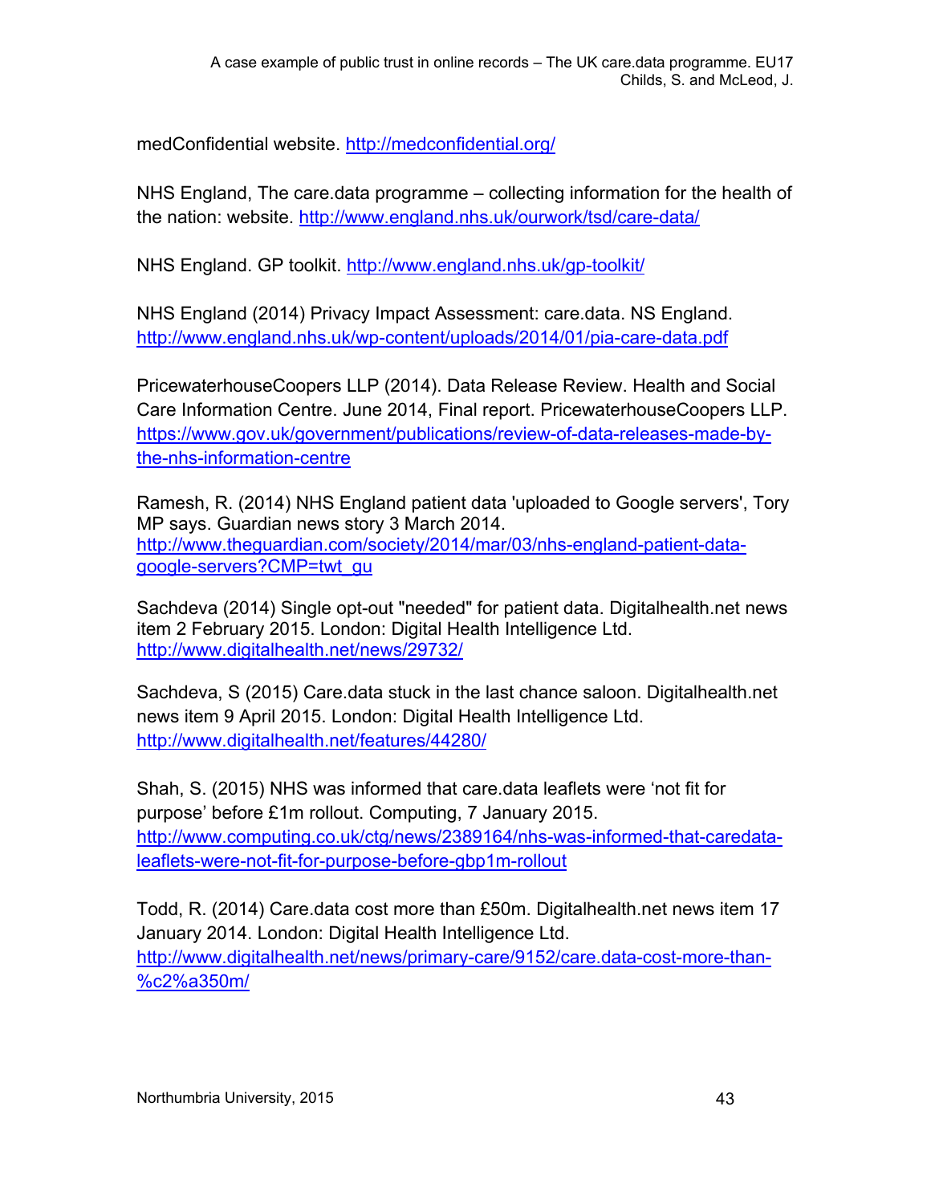medConfidential website. http://medconfidential.org/

NHS England, The care.data programme – collecting information for the health of the nation: website. http://www.england.nhs.uk/ourwork/tsd/care-data/

NHS England. GP toolkit. http://www.england.nhs.uk/gp-toolkit/

NHS England (2014) Privacy Impact Assessment: care.data. NS England. http://www.england.nhs.uk/wp-content/uploads/2014/01/pia-care-data.pdf

PricewaterhouseCoopers LLP (2014). Data Release Review. Health and Social Care Information Centre. June 2014, Final report. PricewaterhouseCoopers LLP. https://www.gov.uk/government/publications/review-of-data-releases-made-by-the-nhs-information-centre

Ramesh, R. (2014) NHS England patient data 'uploaded to Google servers', Tory MP says. Guardian news story 3 March 2014. http://www.theguardian.com/society/2014/mar/03/nhs-england-patient-data-google-servers?CMP=twt_gu

Sachdeva (2014) Single opt-out "needed" for patient data. Digitalhealth.net news item 2 February 2015. London: Digital Health Intelligence Ltd. http://www.digitalhealth.net/news/29732/

Sachdeva, S (2015) Care.data stuck in the last chance saloon. Digitalhealth.net news item 9 April 2015. London: Digital Health Intelligence Ltd. http://www.digitalhealth.net/features/44280/

Shah, S. (2015) NHS was informed that care.data leaflets were 'not fit for purpose' before £1m rollout. Computing, 7 January 2015. http://www.computing.co.uk/ctg/news/2389164/nhs-was-informed-that-caredata-leaflets-were-not-fit-for-purpose-before-gbp1m-rollout

Todd, R. (2014) Care.data cost more than £50m. Digitalhealth.net news item 17 January 2014. London: Digital Health Intelligence Ltd. http://www.digitalhealth.net/news/primary-care/9152/care.data-cost-more-than-%c2%a350m/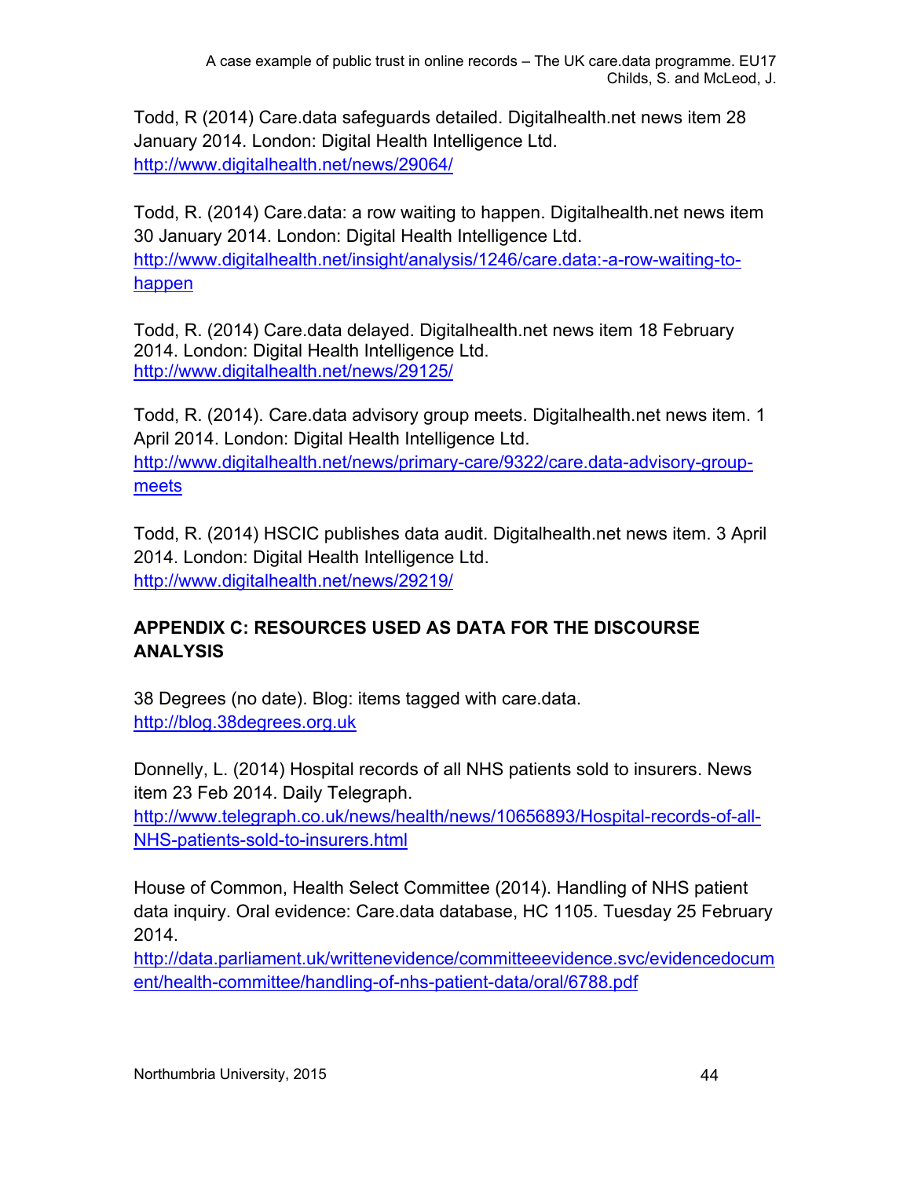Todd, R (2014) Care.data safeguards detailed. Digitalhealth.net news item 28 January 2014. London: Digital Health Intelligence Ltd. http://www.digitalhealth.net/news/29064/

Todd, R. (2014) Care.data: a row waiting to happen. Digitalhealth.net news item 30 January 2014. London: Digital Health Intelligence Ltd. http://www.digitalhealth.net/insight/analysis/1246/care.data:-a-row-waiting-to-happen

Todd, R. (2014) Care.data delayed. Digitalhealth.net news item 18 February 2014. London: Digital Health Intelligence Ltd. http://www.digitalhealth.net/news/29125/

Todd, R. (2014). Care.data advisory group meets. Digitalhealth.net news item. 1 April 2014. London: Digital Health Intelligence Ltd. http://www.digitalhealth.net/news/primary-care/9322/care.data-advisory-group-meets

Todd, R. (2014) HSCIC publishes data audit. Digitalhealth.net news item. 3 April 2014. London: Digital Health Intelligence Ltd. http://www.digitalhealth.net/news/29219/

## APPENDIX C: RESOURCES USED AS DATA FOR THE DISCOURSE ANALYSIS

38 Degrees (no date). Blog: items tagged with care.data. http://blog.38degrees.org.uk

Donnelly, L. (2014) Hospital records of all NHS patients sold to insurers. News item 23 Feb 2014. Daily Telegraph. http://www.telegraph.co.uk/news/health/news/10656893/Hospital-records-of-all-NHS-patients-sold-to-insurers.html

House of Common, Health Select Committee (2014). Handling of NHS patient data inquiry. Oral evidence: Care.data database, HC 1105. Tuesday 25 February 2014. http://data.parliament.uk/writtenevidence/committeeevidence.svc/evidencedocument/health-committee/handling-of-nhs-patient-data/oral/6788.pdf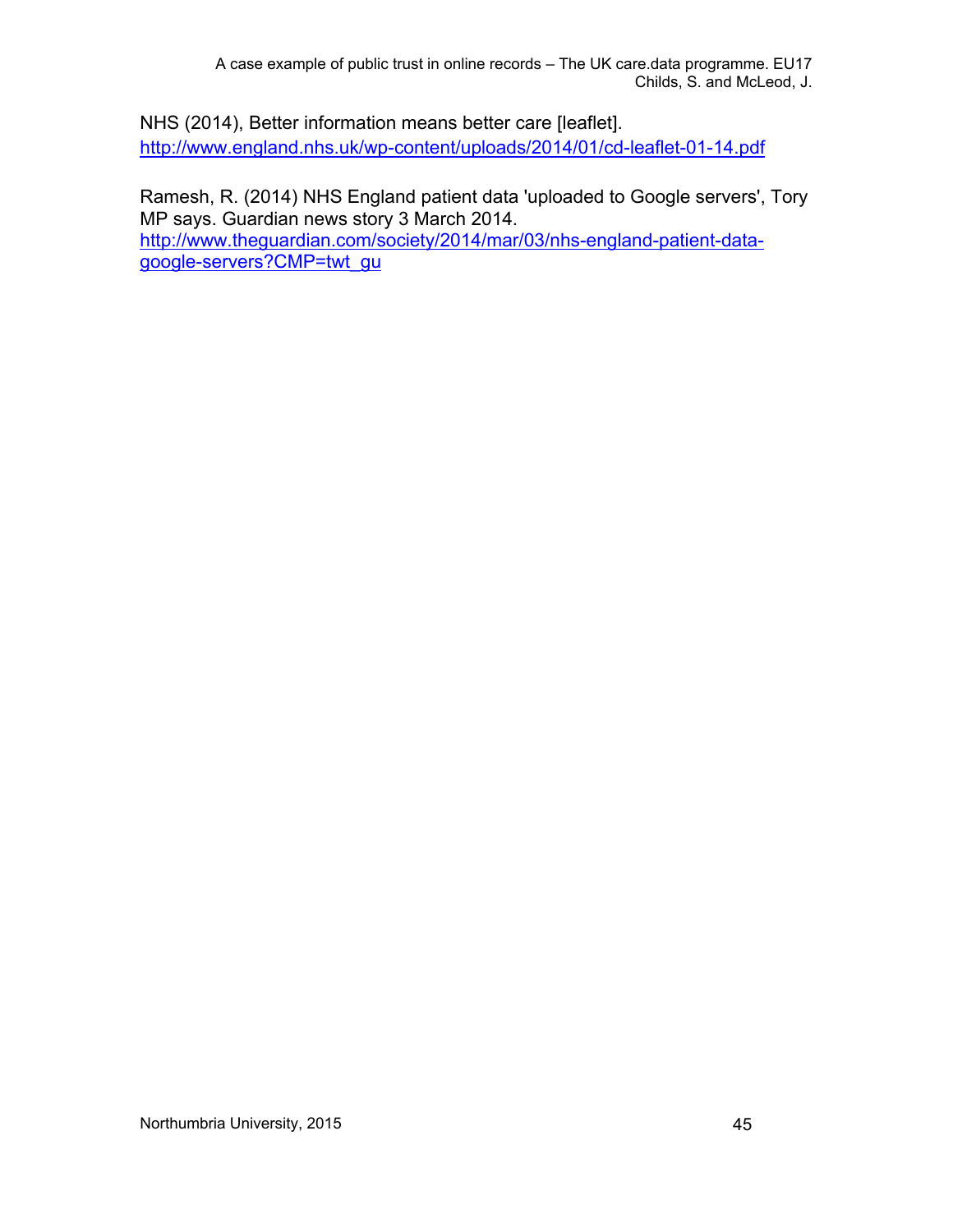NHS (2014), Better information means better care [leaflet]. http://www.england.nhs.uk/wp-content/uploads/2014/01/cd-leaflet-01-14.pdf

Ramesh, R. (2014) NHS England patient data 'uploaded to Google servers', Tory MP says. Guardian news story 3 March 2014. http://www.theguardian.com/society/2014/mar/03/nhs-england-patient-data-google-servers?CMP=twt_gu